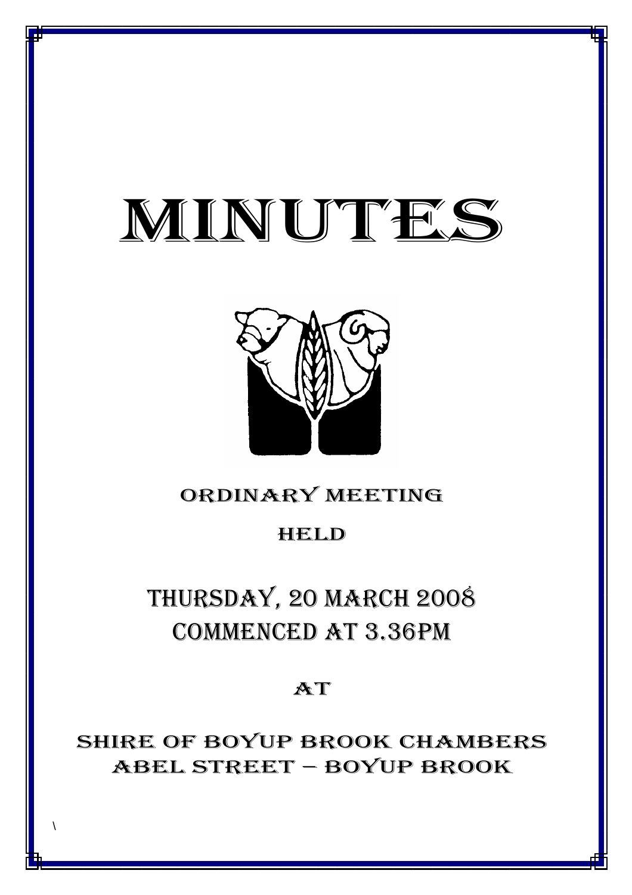# MINUTES

## ORDINARY MEETING

## HELD

## THURSDAY, 20 MARCH 2008
## COMMENCED AT 3.36PM

## AT

## SHIRE OF BOYUP BROOK CHAMBERS
## ABEL STREET – BOYUP BROOK

\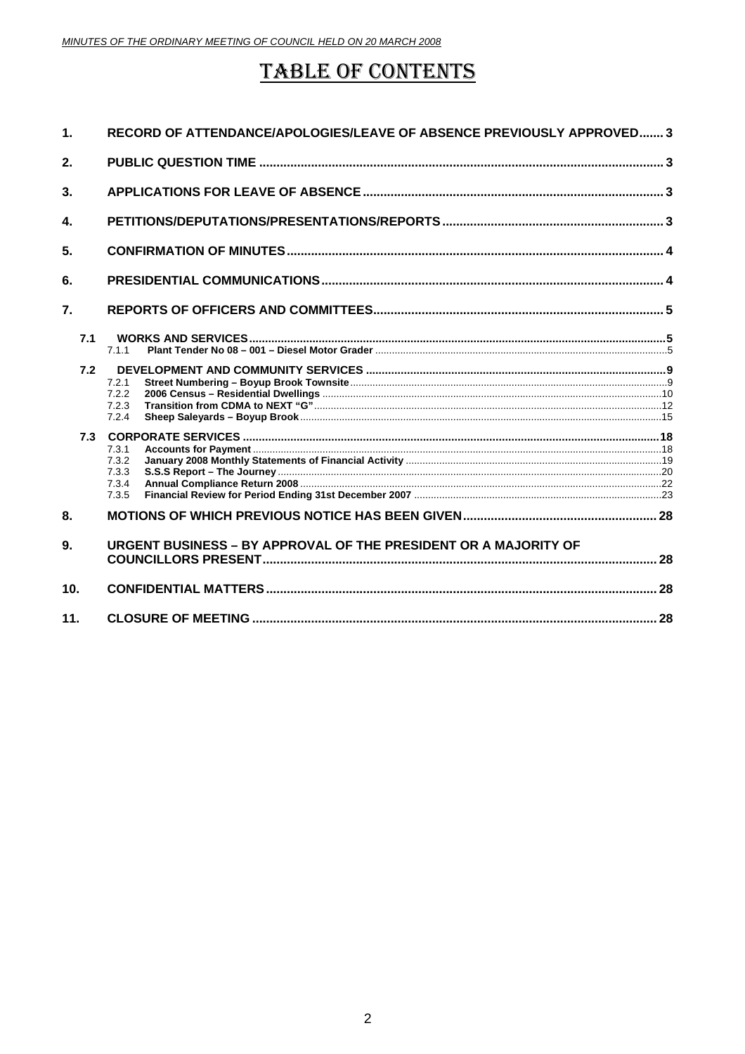# TABLE OF CONTENTS

1. **RECORD OF ATTENDANCE/APOLOGIES/LEAVE OF ABSENCE PREVIOUSLY APPROVED....... 3**
2. **PUBLIC QUESTION TIME .................................................................................................. 3**
3. **APPLICATIONS FOR LEAVE OF ABSENCE ..................................................................... 3**
4. **PETITIONS/DEPUTATIONS/PRESENTATIONS/REPORTS ................................................ 3**
5. **CONFIRMATION OF MINUTES ......................................................................................... 4**
6. **PRESIDENTIAL COMMUNICATIONS ................................................................................ 4**
7. **REPORTS OF OFFICERS AND COMMITTEES.................................................................. 5**
   - **7.1 WORKS AND SERVICES ...............................................................................................5**
     - 7.1.1 **Plant Tender No 08 – 001 – Diesel Motor Grader** ........................................................5
   - **7.2 DEVELOPMENT AND COMMUNITY SERVICES ..........................................................9**
     - 7.2.1 **Street Numbering – Boyup Brook Townsite** .................................................................9
     - 7.2.2 **2006 Census – Residential Dwellings** .........................................................................10
     - 7.2.3 **Transition from CDMA to NEXT "G"** ...........................................................................12
     - 7.2.4 **Sheep Saleyards – Boyup Brook** ................................................................................15
   - **7.3 CORPORATE SERVICES ..............................................................................................18**
     - 7.3.1 **Accounts for Payment** ...............................................................................................18
     - 7.3.2 **January 2008 Monthly Statements of Financial Activity** ..............................................19
     - 7.3.3 **S.S.S Report – The Journey** .......................................................................................20
     - 7.3.4 **Annual Compliance Return 2008** ...............................................................................22
     - 7.3.5 **Financial Review for Period Ending 31st December 2007** ..........................................23
8. **MOTIONS OF WHICH PREVIOUS NOTICE HAS BEEN GIVEN....................................... 28**
9. **URGENT BUSINESS – BY APPROVAL OF THE PRESIDENT OR A MAJORITY OF COUNCILLORS PRESENT ............................................................................................... 28**
10. **CONFIDENTIAL MATTERS ............................................................................................... 28**
11. **CLOSURE OF MEETING .................................................................................................. 28**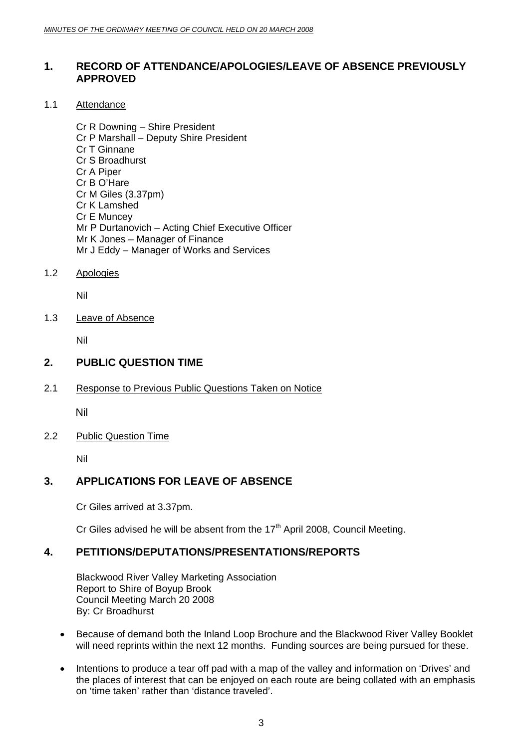## 1. RECORD OF ATTENDANCE/APOLOGIES/LEAVE OF ABSENCE PREVIOUSLY APPROVED

### 1.1 Attendance

Cr R Downing – Shire President
Cr P Marshall – Deputy Shire President
Cr T Ginnane
Cr S Broadhurst
Cr A Piper
Cr B O'Hare
Cr M Giles (3.37pm)
Cr K Lamshed
Cr E Muncey
Mr P Durtanovich – Acting Chief Executive Officer
Mr K Jones – Manager of Finance
Mr J Eddy – Manager of Works and Services

### 1.2 Apologies

Nil

### 1.3 Leave of Absence

Nil

## 2. PUBLIC QUESTION TIME

### 2.1 Response to Previous Public Questions Taken on Notice

Nil

### 2.2 Public Question Time

Nil

## 3. APPLICATIONS FOR LEAVE OF ABSENCE

Cr Giles arrived at 3.37pm.

Cr Giles advised he will be absent from the 17th April 2008, Council Meeting.

## 4. PETITIONS/DEPUTATIONS/PRESENTATIONS/REPORTS

Blackwood River Valley Marketing Association
Report to Shire of Boyup Brook
Council Meeting March 20 2008
By: Cr Broadhurst

- Because of demand both the Inland Loop Brochure and the Blackwood River Valley Booklet will need reprints within the next 12 months. Funding sources are being pursued for these.
- Intentions to produce a tear off pad with a map of the valley and information on 'Drives' and the places of interest that can be enjoyed on each route are being collated with an emphasis on 'time taken' rather than 'distance traveled'.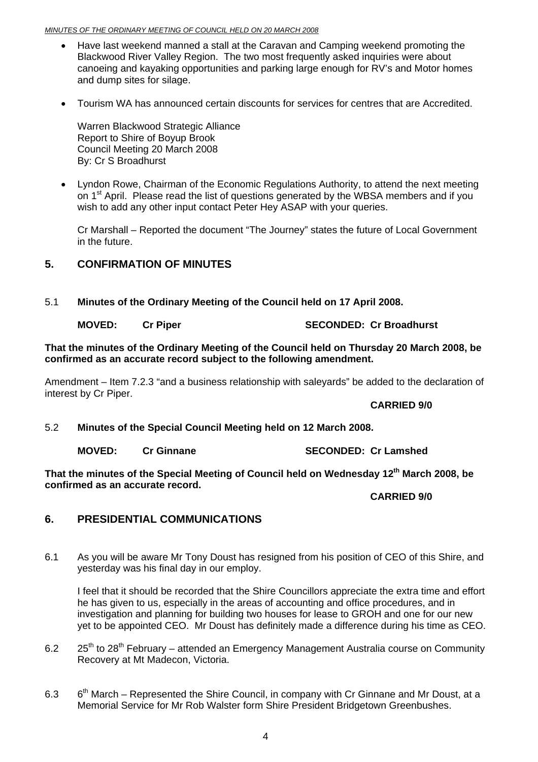- Have last weekend manned a stall at the Caravan and Camping weekend promoting the Blackwood River Valley Region. The two most frequently asked inquiries were about canoeing and kayaking opportunities and parking large enough for RV's and Motor homes and dump sites for silage.

- Tourism WA has announced certain discounts for services for centres that are Accredited.

  Warren Blackwood Strategic Alliance
  Report to Shire of Boyup Brook
  Council Meeting 20 March 2008
  By: Cr S Broadhurst

- Lyndon Rowe, Chairman of the Economic Regulations Authority, to attend the next meeting on 1st April. Please read the list of questions generated by the WBSA members and if you wish to add any other input contact Peter Hey ASAP with your queries.

  Cr Marshall – Reported the document "The Journey" states the future of Local Government in the future.

## 5. CONFIRMATION OF MINUTES

5.1 **Minutes of the Ordinary Meeting of the Council held on 17 April 2008.**

**MOVED: Cr Piper SECONDED: Cr Broadhurst**

**That the minutes of the Ordinary Meeting of the Council held on Thursday 20 March 2008, be confirmed as an accurate record subject to the following amendment.**

Amendment – Item 7.2.3 "and a business relationship with saleyards" be added to the declaration of interest by Cr Piper.

**CARRIED 9/0**

5.2 **Minutes of the Special Council Meeting held on 12 March 2008.**

**MOVED: Cr Ginnane SECONDED: Cr Lamshed**

**That the minutes of the Special Meeting of Council held on Wednesday 12th March 2008, be confirmed as an accurate record.**

**CARRIED 9/0**

## 6. PRESIDENTIAL COMMUNICATIONS

6.1 As you will be aware Mr Tony Doust has resigned from his position of CEO of this Shire, and yesterday was his final day in our employ.

I feel that it should be recorded that the Shire Councillors appreciate the extra time and effort he has given to us, especially in the areas of accounting and office procedures, and in investigation and planning for building two houses for lease to GROH and one for our new yet to be appointed CEO. Mr Doust has definitely made a difference during his time as CEO.

6.2 25th to 28th February – attended an Emergency Management Australia course on Community Recovery at Mt Madecon, Victoria.

6.3 6th March – Represented the Shire Council, in company with Cr Ginnane and Mr Doust, at a Memorial Service for Mr Rob Walster form Shire President Bridgetown Greenbushes.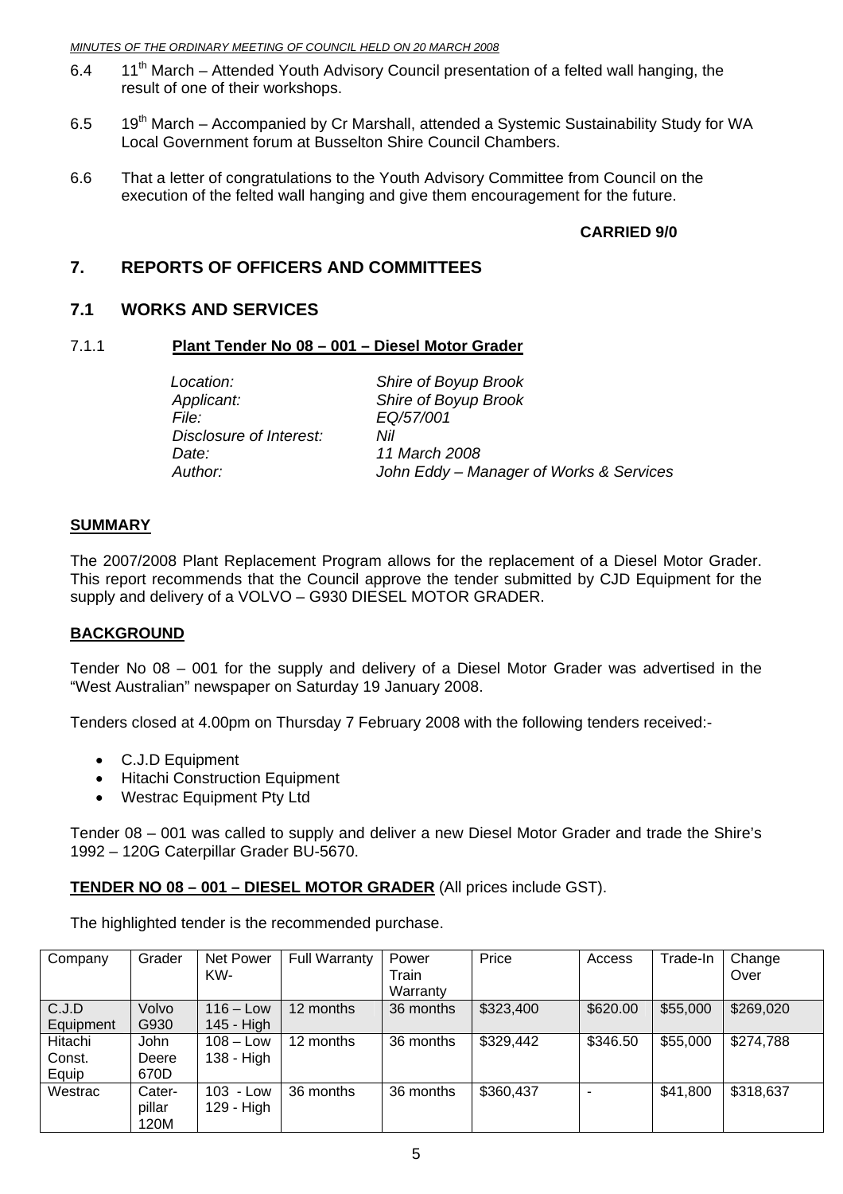6.4 11th March – Attended Youth Advisory Council presentation of a felted wall hanging, the result of one of their workshops.

6.5 19th March – Accompanied by Cr Marshall, attended a Systemic Sustainability Study for WA Local Government forum at Busselton Shire Council Chambers.

6.6 That a letter of congratulations to the Youth Advisory Committee from Council on the execution of the felted wall hanging and give them encouragement for the future.

**CARRIED 9/0**

## 7. REPORTS OF OFFICERS AND COMMITTEES

## 7.1 WORKS AND SERVICES

### 7.1.1 Plant Tender No 08 – 001 – Diesel Motor Grader

*Location:* *Shire of Boyup Brook*
*Applicant:* *Shire of Boyup Brook*
*File:* *EQ/57/001*
*Disclosure of Interest:* *Nil*
*Date:* *11 March 2008*
*Author:* *John Eddy – Manager of Works & Services*

**SUMMARY**

The 2007/2008 Plant Replacement Program allows for the replacement of a Diesel Motor Grader. This report recommends that the Council approve the tender submitted by CJD Equipment for the supply and delivery of a VOLVO – G930 DIESEL MOTOR GRADER.

**BACKGROUND**

Tender No 08 – 001 for the supply and delivery of a Diesel Motor Grader was advertised in the "West Australian" newspaper on Saturday 19 January 2008.

Tenders closed at 4.00pm on Thursday 7 February 2008 with the following tenders received:-

- C.J.D Equipment
- Hitachi Construction Equipment
- Westrac Equipment Pty Ltd

Tender 08 – 001 was called to supply and deliver a new Diesel Motor Grader and trade the Shire's 1992 – 120G Caterpillar Grader BU-5670.

**TENDER NO 08 – 001 – DIESEL MOTOR GRADER** (All prices include GST).

The highlighted tender is the recommended purchase.

| Company | Grader | Net Power KW- | Full Warranty | Power Train Warranty | Price | Access | Trade-In | Change Over |
|---|---|---|---|---|---|---|---|---|
| C.J.D Equipment | Volvo G930 | 116 – Low 145 - High | 12 months | 36 months | $323,400 | $620.00 | $55,000 | $269,020 |
| Hitachi Const. Equip | John Deere 670D | 108 – Low 138 - High | 12 months | 36 months | $329,442 | $346.50 | $55,000 | $274,788 |
| Westrac | Cater-pillar 120M | 103 - Low 129 - High | 36 months | 36 months | $360,437 | - | $41,800 | $318,637 |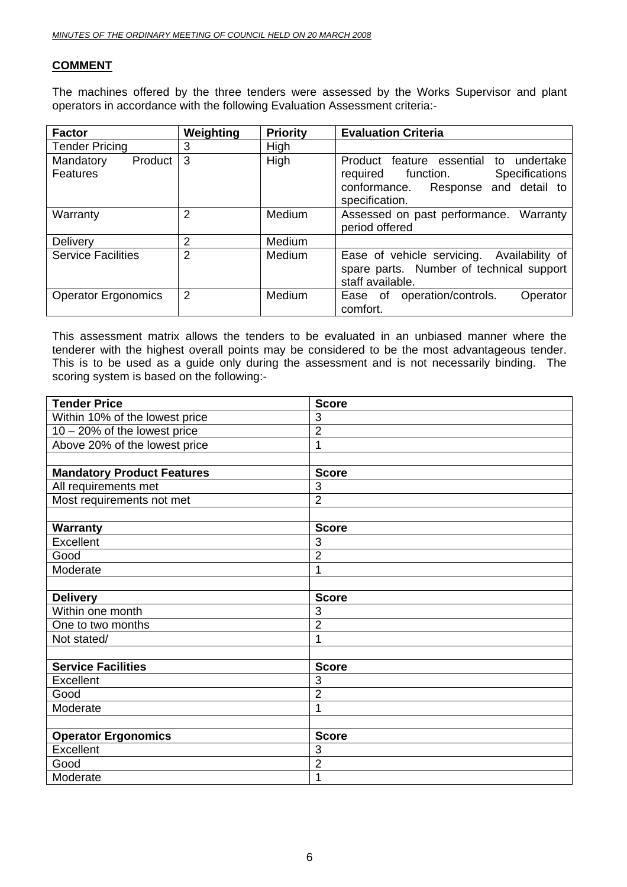## COMMENT

The machines offered by the three tenders were assessed by the Works Supervisor and plant operators in accordance with the following Evaluation Assessment criteria:-

| Factor | Weighting | Priority | Evaluation Criteria |
|---|---|---|---|
| Tender Pricing | 3 | High | |
| Mandatory Product Features | 3 | High | Product feature essential to undertake required function. Specifications conformance. Response and detail to specification. |
| Warranty | 2 | Medium | Assessed on past performance. Warranty period offered |
| Delivery | 2 | Medium | |
| Service Facilities | 2 | Medium | Ease of vehicle servicing. Availability of spare parts. Number of technical support staff available. |
| Operator Ergonomics | 2 | Medium | Ease of operation/controls. Operator comfort. |

This assessment matrix allows the tenders to be evaluated in an unbiased manner where the tenderer with the highest overall points may be considered to be the most advantageous tender. This is to be used as a guide only during the assessment and is not necessarily binding. The scoring system is based on the following:-

| **Tender Price** | **Score** |
|---|---|
| Within 10% of the lowest price | 3 |
| 10 – 20% of the lowest price | 2 |
| Above 20% of the lowest price | 1 |
| | |
| **Mandatory Product Features** | **Score** |
| All requirements met | 3 |
| Most requirements not met | 2 |
| | |
| **Warranty** | **Score** |
| Excellent | 3 |
| Good | 2 |
| Moderate | 1 |
| | |
| **Delivery** | **Score** |
| Within one month | 3 |
| One to two months | 2 |
| Not stated/ | 1 |
| | |
| **Service Facilities** | **Score** |
| Excellent | 3 |
| Good | 2 |
| Moderate | 1 |
| | |
| **Operator Ergonomics** | **Score** |
| Excellent | 3 |
| Good | 2 |
| Moderate | 1 |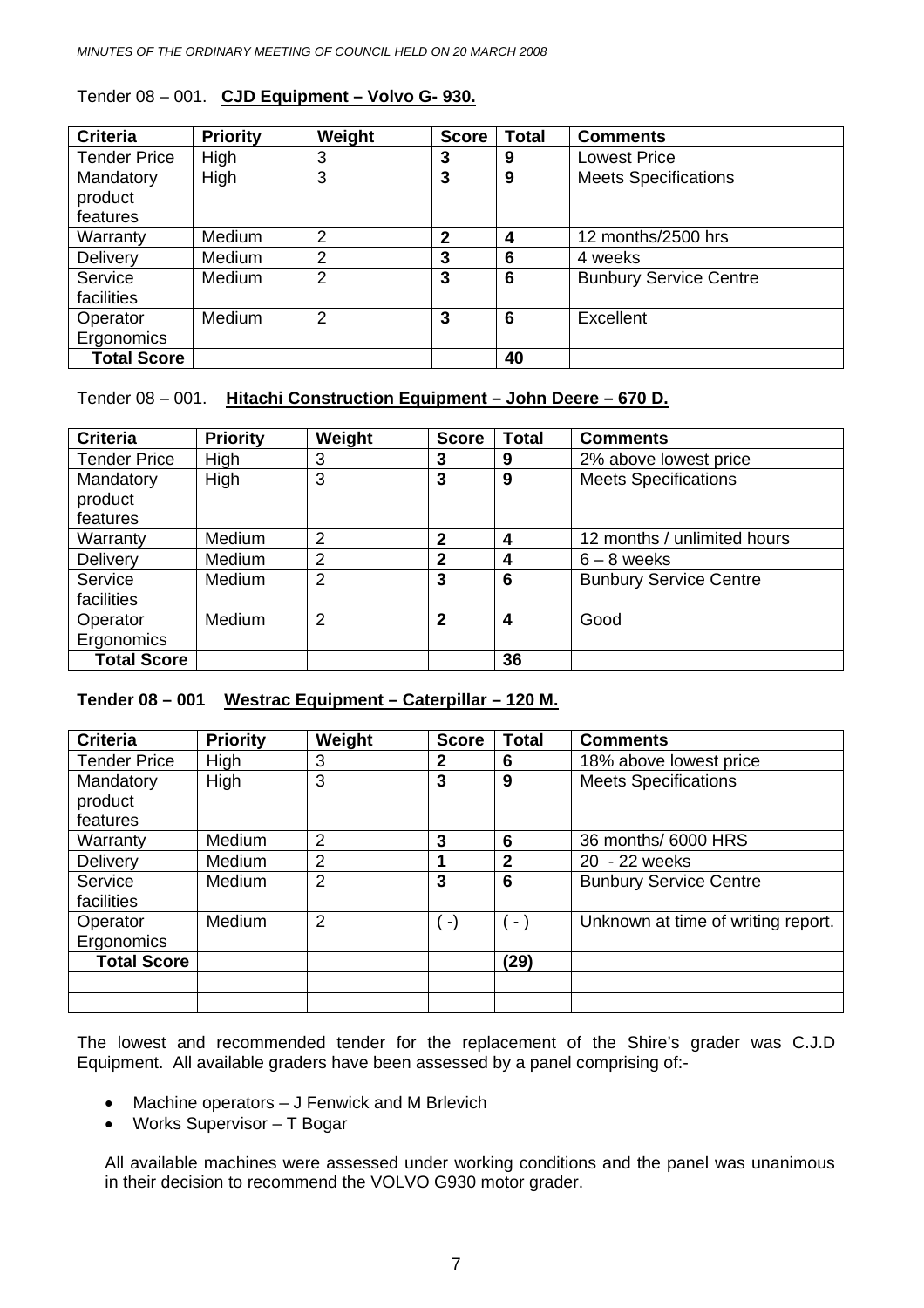Tender 08 – 001. **CJD Equipment – Volvo G- 930.**

| Criteria | Priority | Weight | Score | Total | Comments |
|---|---|---|---|---|---|
| Tender Price | High | 3 | **3** | **9** | Lowest Price |
| Mandatory product features | High | 3 | **3** | **9** | Meets Specifications |
| Warranty | Medium | 2 | **2** | **4** | 12 months/2500 hrs |
| Delivery | Medium | 2 | **3** | **6** | 4 weeks |
| Service facilities | Medium | 2 | **3** | **6** | Bunbury Service Centre |
| Operator Ergonomics | Medium | 2 | **3** | **6** | Excellent |
| **Total Score** | | | | **40** | |

Tender 08 – 001. **Hitachi Construction Equipment – John Deere – 670 D.**

| Criteria | Priority | Weight | Score | Total | Comments |
|---|---|---|---|---|---|
| Tender Price | High | 3 | **3** | **9** | 2% above lowest price |
| Mandatory product features | High | 3 | **3** | **9** | Meets Specifications |
| Warranty | Medium | 2 | **2** | **4** | 12 months / unlimited hours |
| Delivery | Medium | 2 | **2** | **4** | 6 – 8 weeks |
| Service facilities | Medium | 2 | **3** | **6** | Bunbury Service Centre |
| Operator Ergonomics | Medium | 2 | **2** | **4** | Good |
| **Total Score** | | | | **36** | |

**Tender 08 – 001 Westrac Equipment – Caterpillar – 120 M.**

| Criteria | Priority | Weight | Score | Total | Comments |
|---|---|---|---|---|---|
| Tender Price | High | 3 | **2** | **6** | 18% above lowest price |
| Mandatory product features | High | 3 | **3** | **9** | Meets Specifications |
| Warranty | Medium | 2 | **3** | **6** | 36 months/ 6000 HRS |
| Delivery | Medium | 2 | **1** | **2** | 20 - 22 weeks |
| Service facilities | Medium | 2 | **3** | **6** | Bunbury Service Centre |
| Operator Ergonomics | Medium | 2 | ( -) | ( - ) | Unknown at time of writing report. |
| **Total Score** | | | | **(29)** | |
| | | | | | |
| | | | | | |

The lowest and recommended tender for the replacement of the Shire's grader was C.J.D Equipment. All available graders have been assessed by a panel comprising of:-

- Machine operators – J Fenwick and M Brlevich
- Works Supervisor – T Bogar

All available machines were assessed under working conditions and the panel was unanimous in their decision to recommend the VOLVO G930 motor grader.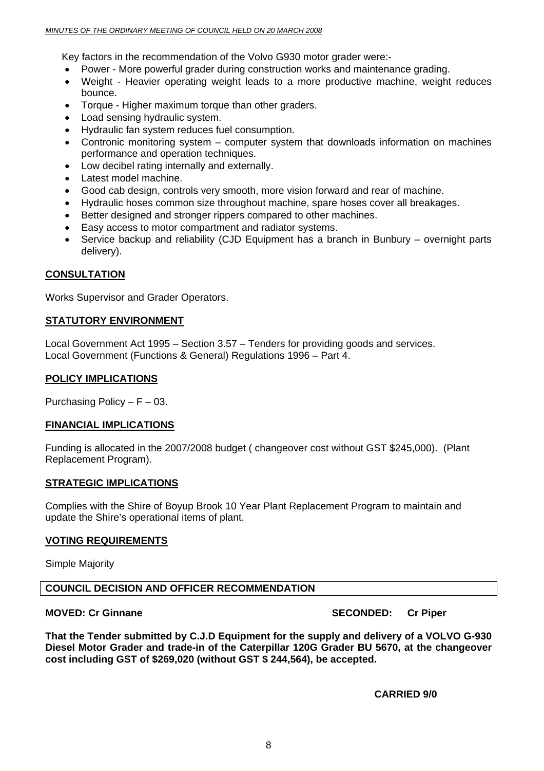Key factors in the recommendation of the Volvo G930 motor grader were:-

- Power - More powerful grader during construction works and maintenance grading.
- Weight - Heavier operating weight leads to a more productive machine, weight reduces bounce.
- Torque - Higher maximum torque than other graders.
- Load sensing hydraulic system.
- Hydraulic fan system reduces fuel consumption.
- Contronic monitoring system – computer system that downloads information on machines performance and operation techniques.
- Low decibel rating internally and externally.
- Latest model machine.
- Good cab design, controls very smooth, more vision forward and rear of machine.
- Hydraulic hoses common size throughout machine, spare hoses cover all breakages.
- Better designed and stronger rippers compared to other machines.
- Easy access to motor compartment and radiator systems.
- Service backup and reliability (CJD Equipment has a branch in Bunbury – overnight parts delivery).

## CONSULTATION

Works Supervisor and Grader Operators.

## STATUTORY ENVIRONMENT

Local Government Act 1995 – Section 3.57 – Tenders for providing goods and services.
Local Government (Functions & General) Regulations 1996 – Part 4.

## POLICY IMPLICATIONS

Purchasing Policy – F – 03.

## FINANCIAL IMPLICATIONS

Funding is allocated in the 2007/2008 budget ( changeover cost without GST $245,000). (Plant Replacement Program).

## STRATEGIC IMPLICATIONS

Complies with the Shire of Boyup Brook 10 Year Plant Replacement Program to maintain and update the Shire's operational items of plant.

## VOTING REQUIREMENTS

Simple Majority

## COUNCIL DECISION AND OFFICER RECOMMENDATION

**MOVED: Cr Ginnane** **SECONDED: Cr Piper**

**That the Tender submitted by C.J.D Equipment for the supply and delivery of a VOLVO G-930 Diesel Motor Grader and trade-in of the Caterpillar 120G Grader BU 5670, at the changeover cost including GST of $269,020 (without GST $ 244,564), be accepted.**

**CARRIED 9/0**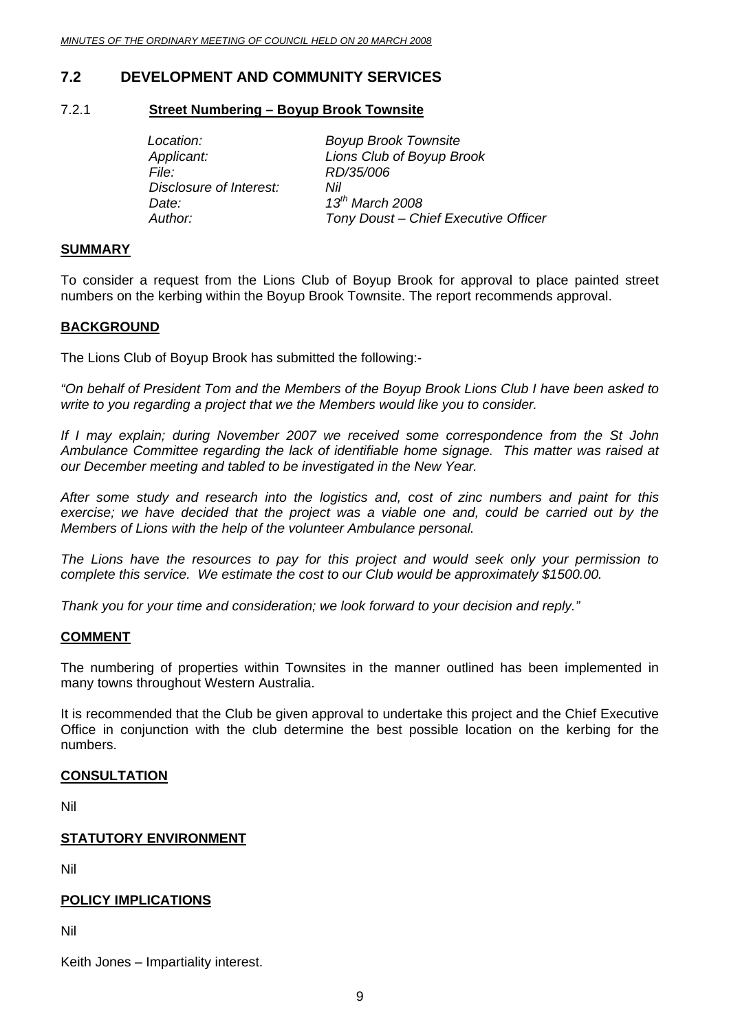## 7.2 DEVELOPMENT AND COMMUNITY SERVICES

### 7.2.1 Street Numbering – Boyup Brook Townsite

| | |
|---|---|
| *Location:* | *Boyup Brook Townsite* |
| *Applicant:* | *Lions Club of Boyup Brook* |
| *File:* | *RD/35/006* |
| *Disclosure of Interest:* | *Nil* |
| *Date:* | *13th March 2008* |
| *Author:* | *Tony Doust – Chief Executive Officer* |

**SUMMARY**

To consider a request from the Lions Club of Boyup Brook for approval to place painted street numbers on the kerbing within the Boyup Brook Townsite. The report recommends approval.

**BACKGROUND**

The Lions Club of Boyup Brook has submitted the following:-

*"On behalf of President Tom and the Members of the Boyup Brook Lions Club I have been asked to write to you regarding a project that we the Members would like you to consider.*

*If I may explain; during November 2007 we received some correspondence from the St John Ambulance Committee regarding the lack of identifiable home signage. This matter was raised at our December meeting and tabled to be investigated in the New Year.*

*After some study and research into the logistics and, cost of zinc numbers and paint for this exercise; we have decided that the project was a viable one and, could be carried out by the Members of Lions with the help of the volunteer Ambulance personal.*

*The Lions have the resources to pay for this project and would seek only your permission to complete this service. We estimate the cost to our Club would be approximately $1500.00.*

*Thank you for your time and consideration; we look forward to your decision and reply."*

**COMMENT**

The numbering of properties within Townsites in the manner outlined has been implemented in many towns throughout Western Australia.

It is recommended that the Club be given approval to undertake this project and the Chief Executive Office in conjunction with the club determine the best possible location on the kerbing for the numbers.

**CONSULTATION**

Nil

**STATUTORY ENVIRONMENT**

Nil

**POLICY IMPLICATIONS**

Nil

Keith Jones – Impartiality interest.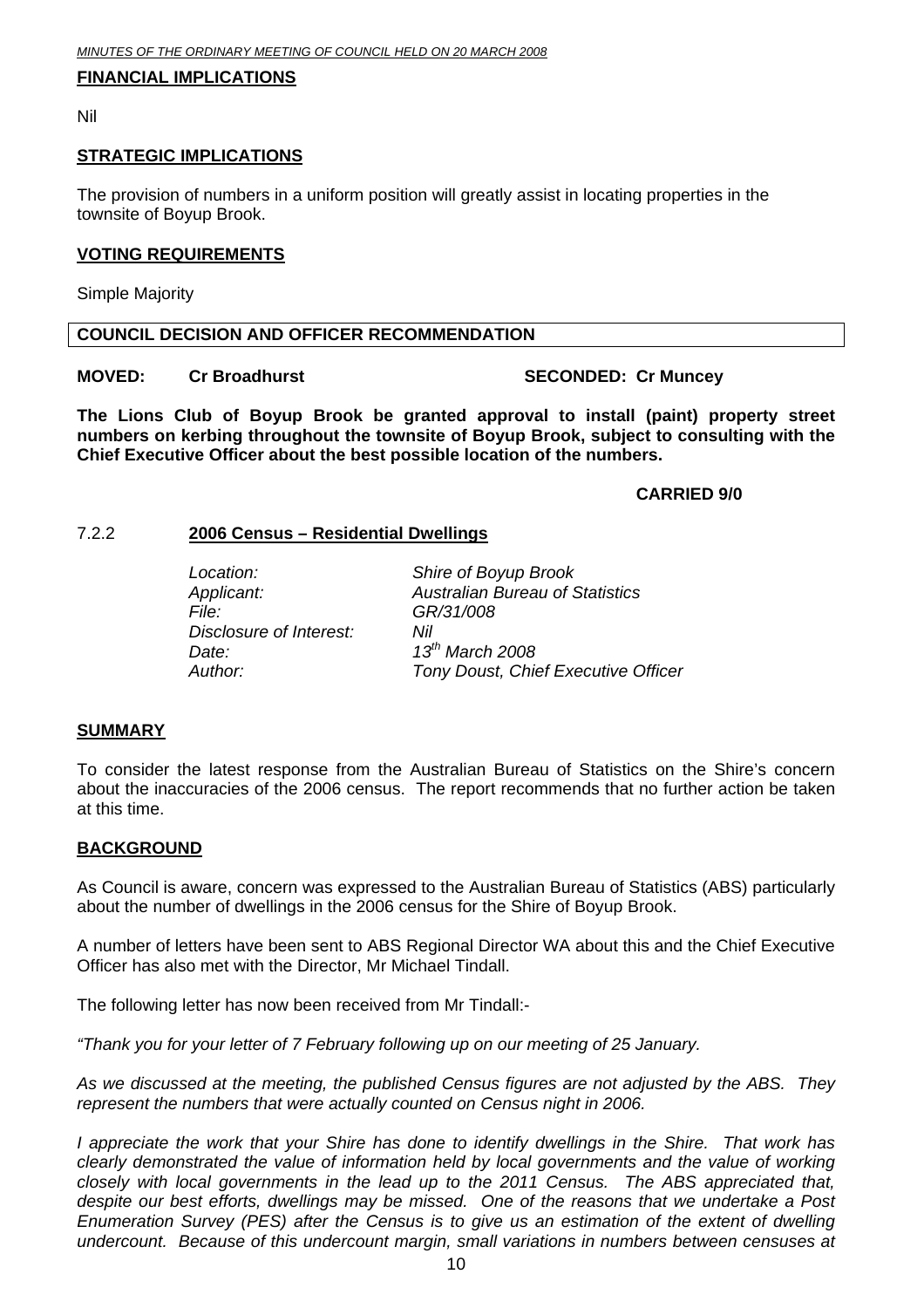**FINANCIAL IMPLICATIONS**

Nil

**STRATEGIC IMPLICATIONS**

The provision of numbers in a uniform position will greatly assist in locating properties in the townsite of Boyup Brook.

**VOTING REQUIREMENTS**

Simple Majority

**COUNCIL DECISION AND OFFICER RECOMMENDATION**

**MOVED: Cr Broadhurst SECONDED: Cr Muncey**

**The Lions Club of Boyup Brook be granted approval to install (paint) property street numbers on kerbing throughout the townsite of Boyup Brook, subject to consulting with the Chief Executive Officer about the best possible location of the numbers.**

**CARRIED 9/0**

7.2.2 **2006 Census – Residential Dwellings**

| | |
|---|---|
| *Location:* | *Shire of Boyup Brook* |
| *Applicant:* | *Australian Bureau of Statistics* |
| *File:* | *GR/31/008* |
| *Disclosure of Interest:* | *Nil* |
| *Date:* | *13th March 2008* |
| *Author:* | *Tony Doust, Chief Executive Officer* |

**SUMMARY**

To consider the latest response from the Australian Bureau of Statistics on the Shire's concern about the inaccuracies of the 2006 census. The report recommends that no further action be taken at this time.

**BACKGROUND**

As Council is aware, concern was expressed to the Australian Bureau of Statistics (ABS) particularly about the number of dwellings in the 2006 census for the Shire of Boyup Brook.

A number of letters have been sent to ABS Regional Director WA about this and the Chief Executive Officer has also met with the Director, Mr Michael Tindall.

The following letter has now been received from Mr Tindall:-

*"Thank you for your letter of 7 February following up on our meeting of 25 January.*

*As we discussed at the meeting, the published Census figures are not adjusted by the ABS. They represent the numbers that were actually counted on Census night in 2006.*

*I appreciate the work that your Shire has done to identify dwellings in the Shire. That work has clearly demonstrated the value of information held by local governments and the value of working closely with local governments in the lead up to the 2011 Census. The ABS appreciated that, despite our best efforts, dwellings may be missed. One of the reasons that we undertake a Post Enumeration Survey (PES) after the Census is to give us an estimation of the extent of dwelling undercount. Because of this undercount margin, small variations in numbers between censuses at*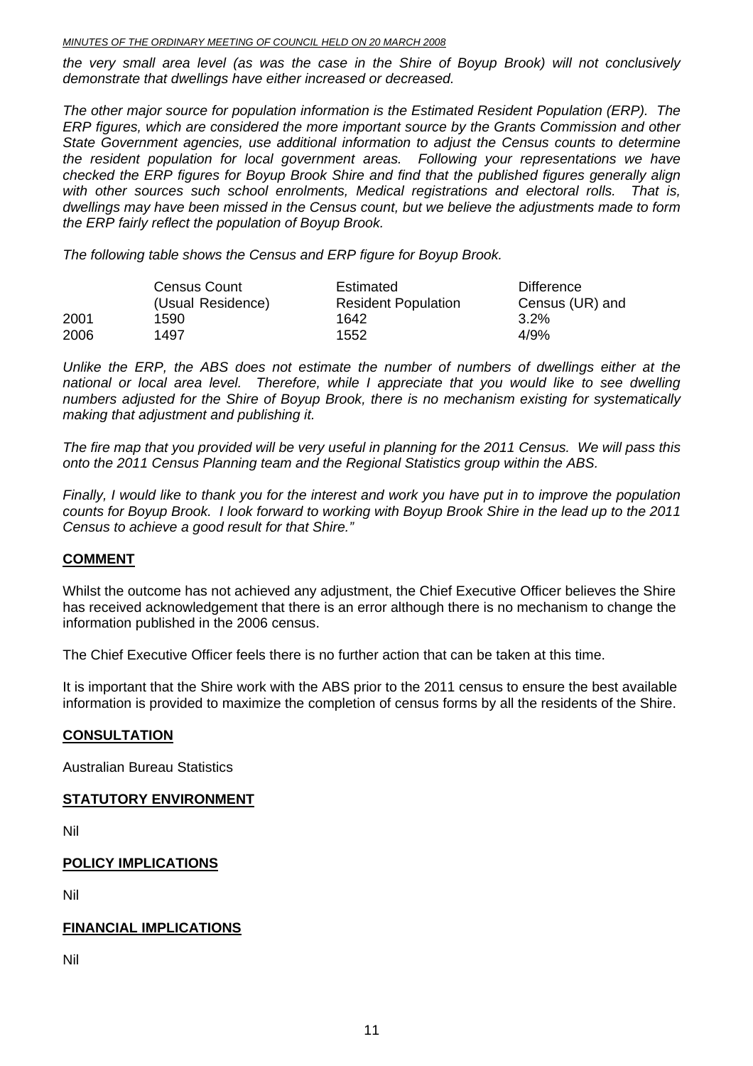*the very small area level (as was the case in the Shire of Boyup Brook) will not conclusively demonstrate that dwellings have either increased or decreased.*

*The other major source for population information is the Estimated Resident Population (ERP). The ERP figures, which are considered the more important source by the Grants Commission and other State Government agencies, use additional information to adjust the Census counts to determine the resident population for local government areas. Following your representations we have checked the ERP figures for Boyup Brook Shire and find that the published figures generally align with other sources such school enrolments, Medical registrations and electoral rolls. That is, dwellings may have been missed in the Census count, but we believe the adjustments made to form the ERP fairly reflect the population of Boyup Brook.*

*The following table shows the Census and ERP figure for Boyup Brook.*

| | Census Count (Usual Residence) | Estimated Resident Population | Difference Census (UR) and |
|---|---|---|---|
| 2001 | 1590 | 1642 | 3.2% |
| 2006 | 1497 | 1552 | 4/9% |

*Unlike the ERP, the ABS does not estimate the number of numbers of dwellings either at the national or local area level. Therefore, while I appreciate that you would like to see dwelling numbers adjusted for the Shire of Boyup Brook, there is no mechanism existing for systematically making that adjustment and publishing it.*

*The fire map that you provided will be very useful in planning for the 2011 Census. We will pass this onto the 2011 Census Planning team and the Regional Statistics group within the ABS.*

*Finally, I would like to thank you for the interest and work you have put in to improve the population counts for Boyup Brook. I look forward to working with Boyup Brook Shire in the lead up to the 2011 Census to achieve a good result for that Shire."*

## COMMENT

Whilst the outcome has not achieved any adjustment, the Chief Executive Officer believes the Shire has received acknowledgement that there is an error although there is no mechanism to change the information published in the 2006 census.

The Chief Executive Officer feels there is no further action that can be taken at this time.

It is important that the Shire work with the ABS prior to the 2011 census to ensure the best available information is provided to maximize the completion of census forms by all the residents of the Shire.

## CONSULTATION

Australian Bureau Statistics

## STATUTORY ENVIRONMENT

Nil

## POLICY IMPLICATIONS

Nil

## FINANCIAL IMPLICATIONS

Nil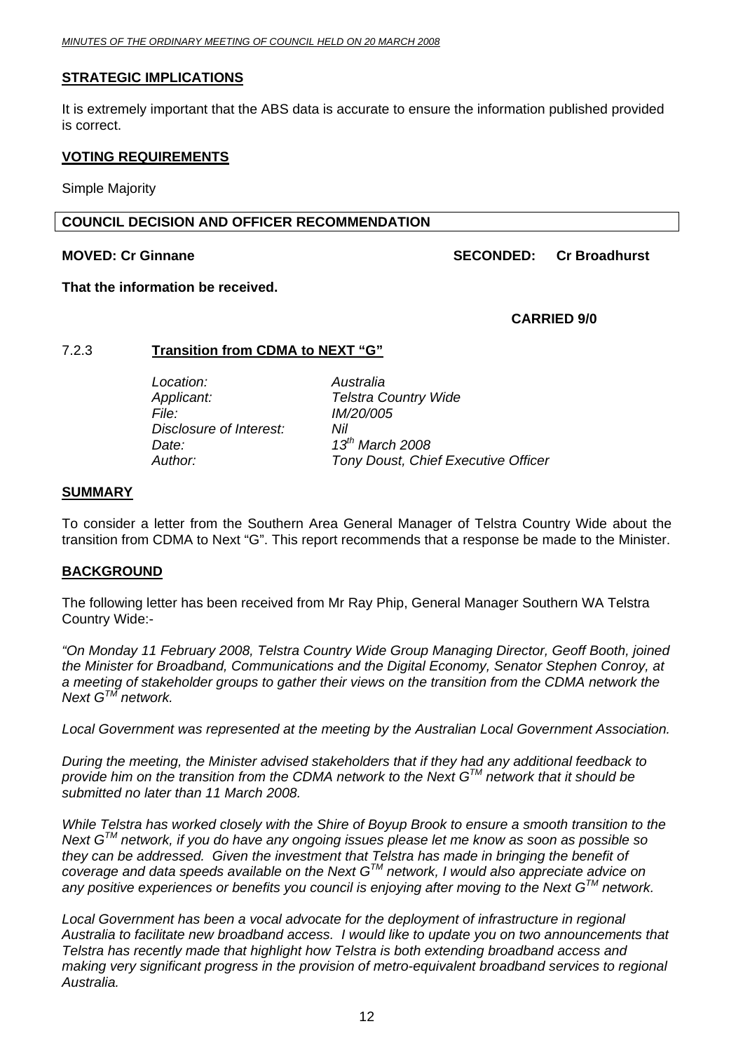## STRATEGIC IMPLICATIONS

It is extremely important that the ABS data is accurate to ensure the information published provided is correct.

## VOTING REQUIREMENTS

Simple Majority

**COUNCIL DECISION AND OFFICER RECOMMENDATION**

**MOVED: Cr Ginnane** **SECONDED: Cr Broadhurst**

**That the information be received.**

**CARRIED 9/0**

### 7.2.3 Transition from CDMA to NEXT "G"

| | |
|---|---|
| *Location:* | *Australia* |
| *Applicant:* | *Telstra Country Wide* |
| *File:* | *IM/20/005* |
| *Disclosure of Interest:* | *Nil* |
| *Date:* | *13th March 2008* |
| *Author:* | *Tony Doust, Chief Executive Officer* |

## SUMMARY

To consider a letter from the Southern Area General Manager of Telstra Country Wide about the transition from CDMA to Next "G". This report recommends that a response be made to the Minister.

## BACKGROUND

The following letter has been received from Mr Ray Phip, General Manager Southern WA Telstra Country Wide:-

*"On Monday 11 February 2008, Telstra Country Wide Group Managing Director, Geoff Booth, joined the Minister for Broadband, Communications and the Digital Economy, Senator Stephen Conroy, at a meeting of stakeholder groups to gather their views on the transition from the CDMA network the Next G™ network.*

*Local Government was represented at the meeting by the Australian Local Government Association.*

*During the meeting, the Minister advised stakeholders that if they had any additional feedback to provide him on the transition from the CDMA network to the Next G™ network that it should be submitted no later than 11 March 2008.*

*While Telstra has worked closely with the Shire of Boyup Brook to ensure a smooth transition to the Next G™ network, if you do have any ongoing issues please let me know as soon as possible so they can be addressed. Given the investment that Telstra has made in bringing the benefit of coverage and data speeds available on the Next G™ network, I would also appreciate advice on any positive experiences or benefits you council is enjoying after moving to the Next G™ network.*

*Local Government has been a vocal advocate for the deployment of infrastructure in regional Australia to facilitate new broadband access. I would like to update you on two announcements that Telstra has recently made that highlight how Telstra is both extending broadband access and making very significant progress in the provision of metro-equivalent broadband services to regional Australia.*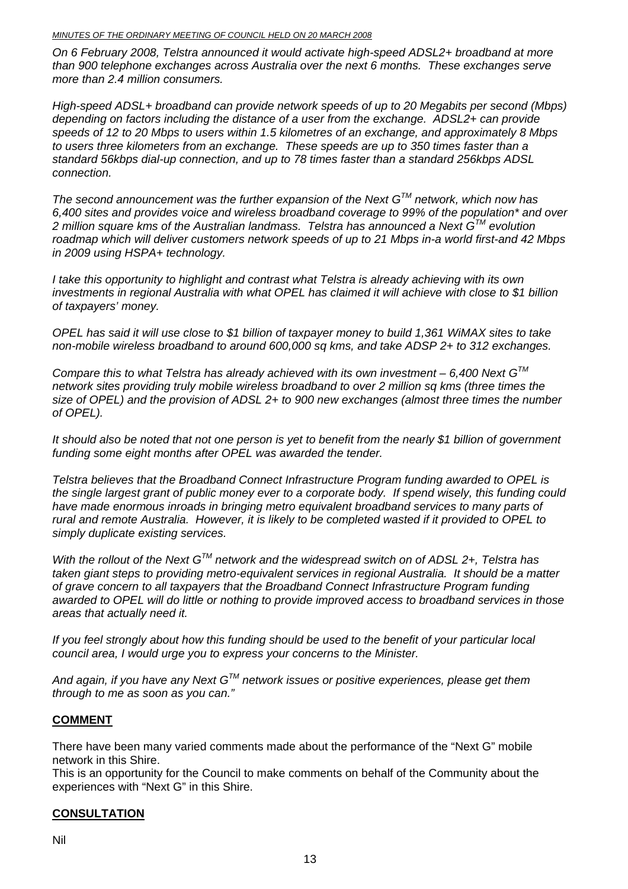*On 6 February 2008, Telstra announced it would activate high-speed ADSL2+ broadband at more than 900 telephone exchanges across Australia over the next 6 months. These exchanges serve more than 2.4 million consumers.*

*High-speed ADSL+ broadband can provide network speeds of up to 20 Megabits per second (Mbps) depending on factors including the distance of a user from the exchange. ADSL2+ can provide speeds of 12 to 20 Mbps to users within 1.5 kilometres of an exchange, and approximately 8 Mbps to users three kilometers from an exchange. These speeds are up to 350 times faster than a standard 56kbps dial-up connection, and up to 78 times faster than a standard 256kbps ADSL connection.*

*The second announcement was the further expansion of the Next G™ network, which now has 6,400 sites and provides voice and wireless broadband coverage to 99% of the population\* and over 2 million square kms of the Australian landmass. Telstra has announced a Next G™ evolution roadmap which will deliver customers network speeds of up to 21 Mbps in-a world first-and 42 Mbps in 2009 using HSPA+ technology.*

*I take this opportunity to highlight and contrast what Telstra is already achieving with its own investments in regional Australia with what OPEL has claimed it will achieve with close to $1 billion of taxpayers' money.*

*OPEL has said it will use close to $1 billion of taxpayer money to build 1,361 WiMAX sites to take non-mobile wireless broadband to around 600,000 sq kms, and take ADSP 2+ to 312 exchanges.*

*Compare this to what Telstra has already achieved with its own investment – 6,400 Next G™ network sites providing truly mobile wireless broadband to over 2 million sq kms (three times the size of OPEL) and the provision of ADSL 2+ to 900 new exchanges (almost three times the number of OPEL).*

*It should also be noted that not one person is yet to benefit from the nearly $1 billion of government funding some eight months after OPEL was awarded the tender.*

*Telstra believes that the Broadband Connect Infrastructure Program funding awarded to OPEL is the single largest grant of public money ever to a corporate body. If spend wisely, this funding could have made enormous inroads in bringing metro equivalent broadband services to many parts of rural and remote Australia. However, it is likely to be completed wasted if it provided to OPEL to simply duplicate existing services.*

*With the rollout of the Next G™ network and the widespread switch on of ADSL 2+, Telstra has taken giant steps to providing metro-equivalent services in regional Australia. It should be a matter of grave concern to all taxpayers that the Broadband Connect Infrastructure Program funding awarded to OPEL will do little or nothing to provide improved access to broadband services in those areas that actually need it.*

*If you feel strongly about how this funding should be used to the benefit of your particular local council area, I would urge you to express your concerns to the Minister.*

*And again, if you have any Next G™ network issues or positive experiences, please get them through to me as soon as you can."*

## COMMENT

There have been many varied comments made about the performance of the "Next G" mobile network in this Shire.
This is an opportunity for the Council to make comments on behalf of the Community about the experiences with "Next G" in this Shire.

## CONSULTATION

Nil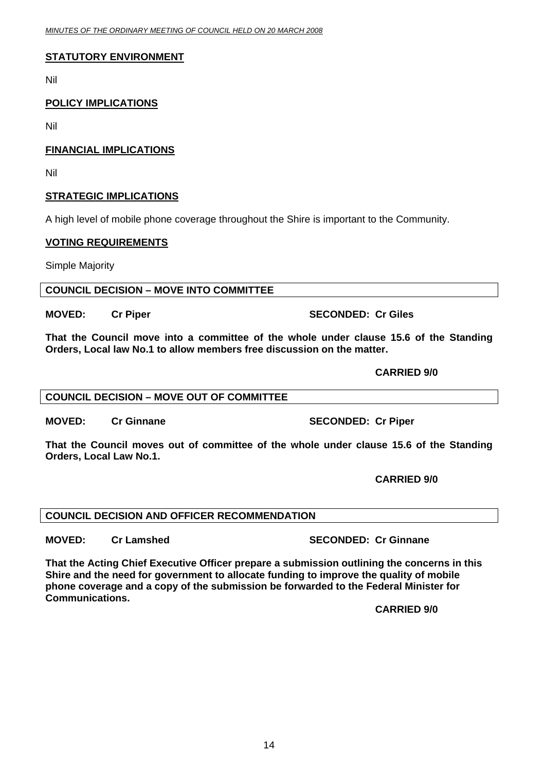**STATUTORY ENVIRONMENT**

Nil

**POLICY IMPLICATIONS**

Nil

**FINANCIAL IMPLICATIONS**

Nil

**STRATEGIC IMPLICATIONS**

A high level of mobile phone coverage throughout the Shire is important to the Community.

**VOTING REQUIREMENTS**

Simple Majority

**COUNCIL DECISION – MOVE INTO COMMITTEE**

**MOVED: Cr Piper SECONDED: Cr Giles**

**That the Council move into a committee of the whole under clause 15.6 of the Standing Orders, Local law No.1 to allow members free discussion on the matter.**

**CARRIED 9/0**

**COUNCIL DECISION – MOVE OUT OF COMMITTEE**

**MOVED: Cr Ginnane SECONDED: Cr Piper**

**That the Council moves out of committee of the whole under clause 15.6 of the Standing Orders, Local Law No.1.**

**CARRIED 9/0**

**COUNCIL DECISION AND OFFICER RECOMMENDATION**

**MOVED: Cr Lamshed SECONDED: Cr Ginnane**

**That the Acting Chief Executive Officer prepare a submission outlining the concerns in this Shire and the need for government to allocate funding to improve the quality of mobile phone coverage and a copy of the submission be forwarded to the Federal Minister for Communications.**

**CARRIED 9/0**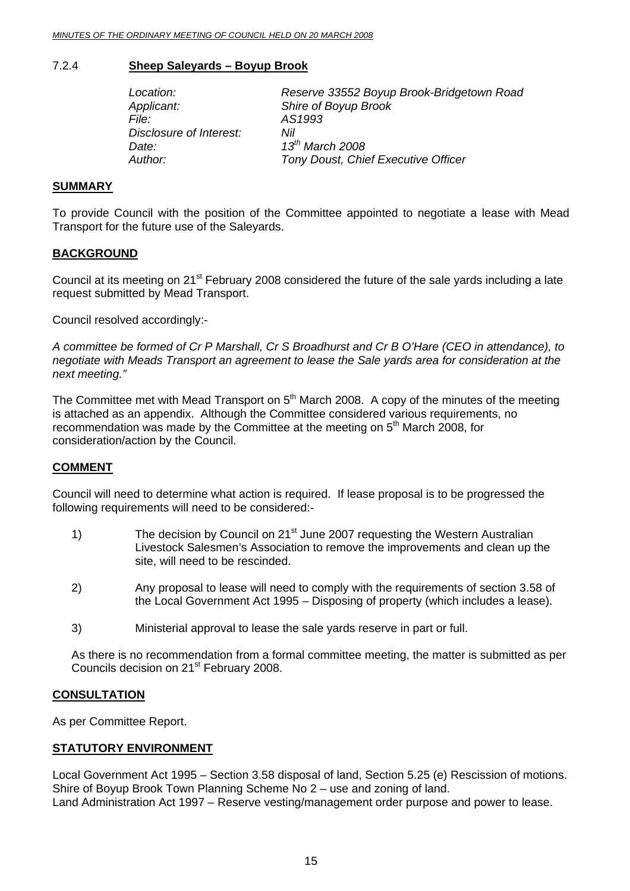### 7.2.4 **Sheep Saleyards – Boyup Brook**

*Location:* *Reserve 33552 Boyup Brook-Bridgetown Road*
*Applicant:* *Shire of Boyup Brook*
*File:* *AS1993*
*Disclosure of Interest:* *Nil*
*Date:* *13th March 2008*
*Author:* *Tony Doust, Chief Executive Officer*

**SUMMARY**

To provide Council with the position of the Committee appointed to negotiate a lease with Mead Transport for the future use of the Saleyards.

**BACKGROUND**

Council at its meeting on 21st February 2008 considered the future of the sale yards including a late request submitted by Mead Transport.

Council resolved accordingly:-

*A committee be formed of Cr P Marshall, Cr S Broadhurst and Cr B O'Hare (CEO in attendance), to negotiate with Meads Transport an agreement to lease the Sale yards area for consideration at the next meeting."*

The Committee met with Mead Transport on 5th March 2008. A copy of the minutes of the meeting is attached as an appendix. Although the Committee considered various requirements, no recommendation was made by the Committee at the meeting on 5th March 2008, for consideration/action by the Council.

**COMMENT**

Council will need to determine what action is required. If lease proposal is to be progressed the following requirements will need to be considered:-

1) The decision by Council on 21st June 2007 requesting the Western Australian Livestock Salesmen's Association to remove the improvements and clean up the site, will need to be rescinded.

2) Any proposal to lease will need to comply with the requirements of section 3.58 of the Local Government Act 1995 – Disposing of property (which includes a lease).

3) Ministerial approval to lease the sale yards reserve in part or full.

As there is no recommendation from a formal committee meeting, the matter is submitted as per Councils decision on 21st February 2008.

**CONSULTATION**

As per Committee Report.

**STATUTORY ENVIRONMENT**

Local Government Act 1995 – Section 3.58 disposal of land, Section 5.25 (e) Rescission of motions.
Shire of Boyup Brook Town Planning Scheme No 2 – use and zoning of land.
Land Administration Act 1997 – Reserve vesting/management order purpose and power to lease.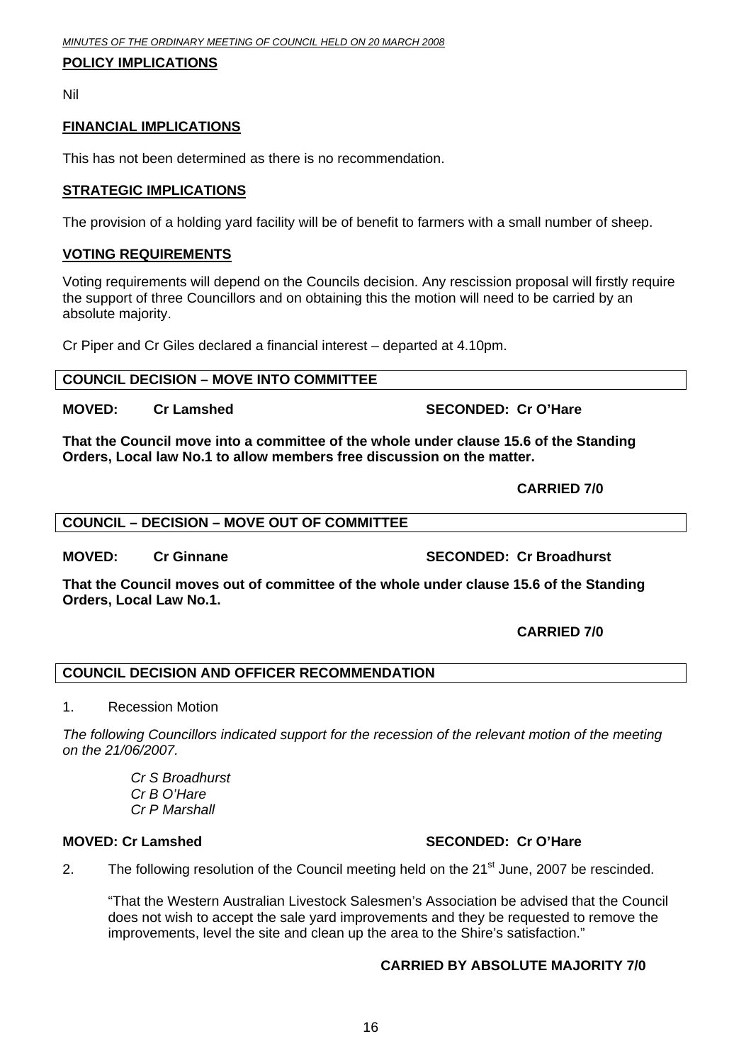**POLICY IMPLICATIONS**

Nil

**FINANCIAL IMPLICATIONS**

This has not been determined as there is no recommendation.

**STRATEGIC IMPLICATIONS**

The provision of a holding yard facility will be of benefit to farmers with a small number of sheep.

**VOTING REQUIREMENTS**

Voting requirements will depend on the Councils decision. Any rescission proposal will firstly require the support of three Councillors and on obtaining this the motion will need to be carried by an absolute majority.

Cr Piper and Cr Giles declared a financial interest – departed at 4.10pm.

**COUNCIL DECISION – MOVE INTO COMMITTEE**

**MOVED: Cr Lamshed SECONDED: Cr O'Hare**

**That the Council move into a committee of the whole under clause 15.6 of the Standing Orders, Local law No.1 to allow members free discussion on the matter.**

**CARRIED 7/0**

**COUNCIL – DECISION – MOVE OUT OF COMMITTEE**

**MOVED: Cr Ginnane SECONDED: Cr Broadhurst**

**That the Council moves out of committee of the whole under clause 15.6 of the Standing Orders, Local Law No.1.**

**CARRIED 7/0**

**COUNCIL DECISION AND OFFICER RECOMMENDATION**

1. Recession Motion

*The following Councillors indicated support for the recession of the relevant motion of the meeting on the 21/06/2007.*

*Cr S Broadhurst*
*Cr B O'Hare*
*Cr P Marshall*

**MOVED: Cr Lamshed SECONDED: Cr O'Hare**

2. The following resolution of the Council meeting held on the 21st June, 2007 be rescinded.

   "That the Western Australian Livestock Salesmen's Association be advised that the Council does not wish to accept the sale yard improvements and they be requested to remove the improvements, level the site and clean up the area to the Shire's satisfaction."

**CARRIED BY ABSOLUTE MAJORITY 7/0**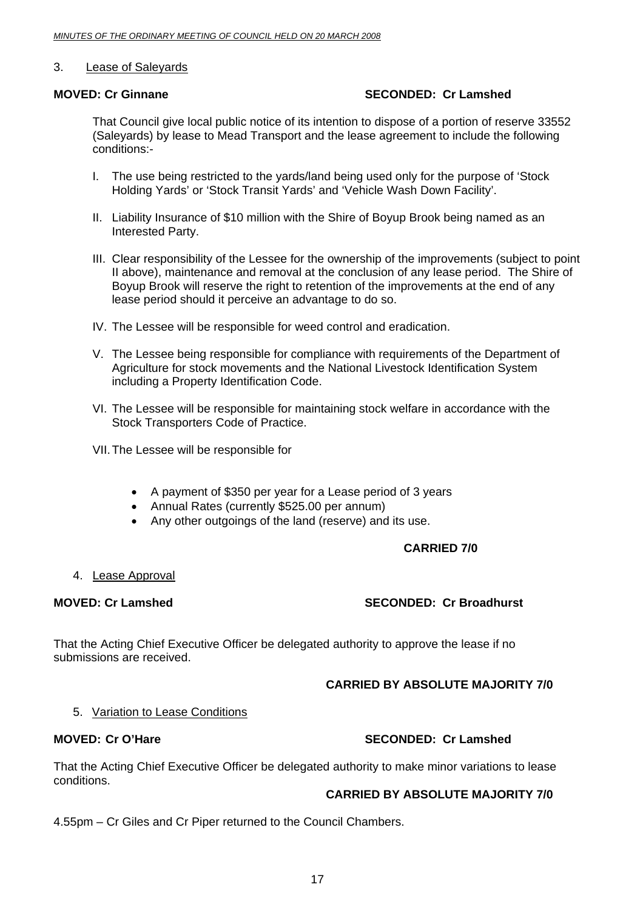3. Lease of Saleyards

**MOVED: Cr Ginnane** **SECONDED: Cr Lamshed**

That Council give local public notice of its intention to dispose of a portion of reserve 33552 (Saleyards) by lease to Mead Transport and the lease agreement to include the following conditions:-

I. The use being restricted to the yards/land being used only for the purpose of 'Stock Holding Yards' or 'Stock Transit Yards' and 'Vehicle Wash Down Facility'.

II. Liability Insurance of $10 million with the Shire of Boyup Brook being named as an Interested Party.

III. Clear responsibility of the Lessee for the ownership of the improvements (subject to point II above), maintenance and removal at the conclusion of any lease period. The Shire of Boyup Brook will reserve the right to retention of the improvements at the end of any lease period should it perceive an advantage to do so.

IV. The Lessee will be responsible for weed control and eradication.

V. The Lessee being responsible for compliance with requirements of the Department of Agriculture for stock movements and the National Livestock Identification System including a Property Identification Code.

VI. The Lessee will be responsible for maintaining stock welfare in accordance with the Stock Transporters Code of Practice.

VII. The Lessee will be responsible for

- A payment of $350 per year for a Lease period of 3 years
- Annual Rates (currently $525.00 per annum)
- Any other outgoings of the land (reserve) and its use.

**CARRIED 7/0**

4. Lease Approval

**MOVED: Cr Lamshed** **SECONDED: Cr Broadhurst**

That the Acting Chief Executive Officer be delegated authority to approve the lease if no submissions are received.

**CARRIED BY ABSOLUTE MAJORITY 7/0**

5. Variation to Lease Conditions

**MOVED: Cr O'Hare** **SECONDED: Cr Lamshed**

That the Acting Chief Executive Officer be delegated authority to make minor variations to lease conditions.

**CARRIED BY ABSOLUTE MAJORITY 7/0**

4.55pm – Cr Giles and Cr Piper returned to the Council Chambers.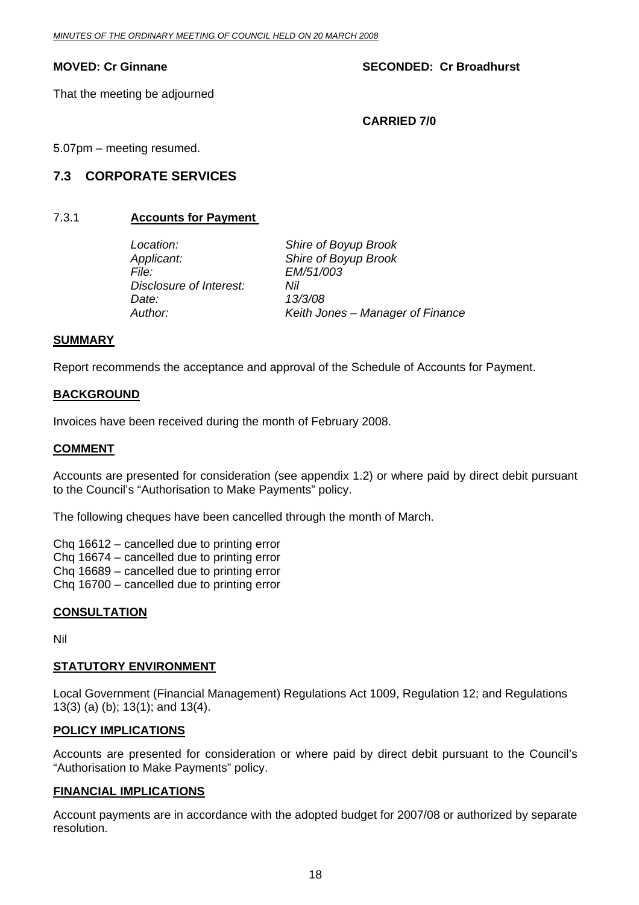**MOVED: Cr Ginnane** **SECONDED: Cr Broadhurst**

That the meeting be adjourned

**CARRIED 7/0**

5.07pm – meeting resumed.

## 7.3 CORPORATE SERVICES

### 7.3.1 Accounts for Payment

| | |
|---|---|
| *Location:* | *Shire of Boyup Brook* |
| *Applicant:* | *Shire of Boyup Brook* |
| *File:* | *EM/51/003* |
| *Disclosure of Interest:* | *Nil* |
| *Date:* | *13/3/08* |
| *Author:* | *Keith Jones – Manager of Finance* |

**SUMMARY**

Report recommends the acceptance and approval of the Schedule of Accounts for Payment.

**BACKGROUND**

Invoices have been received during the month of February 2008.

**COMMENT**

Accounts are presented for consideration (see appendix 1.2) or where paid by direct debit pursuant to the Council's "Authorisation to Make Payments" policy.

The following cheques have been cancelled through the month of March.

Chq 16612 – cancelled due to printing error
Chq 16674 – cancelled due to printing error
Chq 16689 – cancelled due to printing error
Chq 16700 – cancelled due to printing error

**CONSULTATION**

Nil

**STATUTORY ENVIRONMENT**

Local Government (Financial Management) Regulations Act 1009, Regulation 12; and Regulations 13(3) (a) (b); 13(1); and 13(4).

**POLICY IMPLICATIONS**

Accounts are presented for consideration or where paid by direct debit pursuant to the Council's "Authorisation to Make Payments" policy.

**FINANCIAL IMPLICATIONS**

Account payments are in accordance with the adopted budget for 2007/08 or authorized by separate resolution.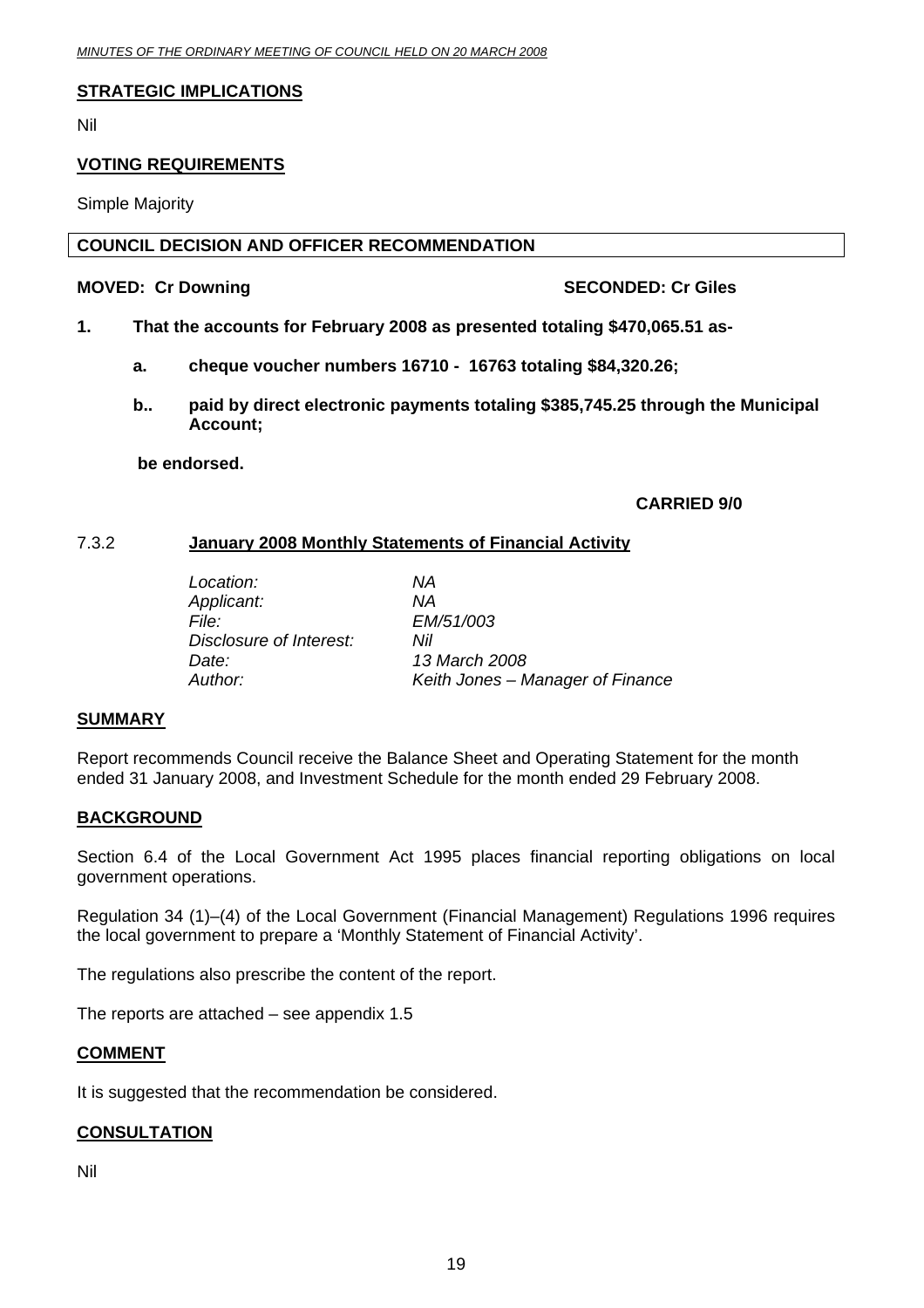**STRATEGIC IMPLICATIONS**

Nil

**VOTING REQUIREMENTS**

Simple Majority

**COUNCIL DECISION AND OFFICER RECOMMENDATION**

**MOVED: Cr Downing** **SECONDED: Cr Giles**

**1. That the accounts for February 2008 as presented totaling $470,065.51 as-**

**a. cheque voucher numbers 16710 - 16763 totaling $84,320.26;**

**b.. paid by direct electronic payments totaling $385,745.25 through the Municipal Account;**

**be endorsed.**

**CARRIED 9/0**

### 7.3.2 January 2008 Monthly Statements of Financial Activity

| | |
|---|---|
| *Location:* | *NA* |
| *Applicant:* | *NA* |
| *File:* | *EM/51/003* |
| *Disclosure of Interest:* | *Nil* |
| *Date:* | *13 March 2008* |
| *Author:* | *Keith Jones – Manager of Finance* |

**SUMMARY**

Report recommends Council receive the Balance Sheet and Operating Statement for the month ended 31 January 2008, and Investment Schedule for the month ended 29 February 2008.

**BACKGROUND**

Section 6.4 of the Local Government Act 1995 places financial reporting obligations on local government operations.

Regulation 34 (1)–(4) of the Local Government (Financial Management) Regulations 1996 requires the local government to prepare a 'Monthly Statement of Financial Activity'.

The regulations also prescribe the content of the report.

The reports are attached – see appendix 1.5

**COMMENT**

It is suggested that the recommendation be considered.

**CONSULTATION**

Nil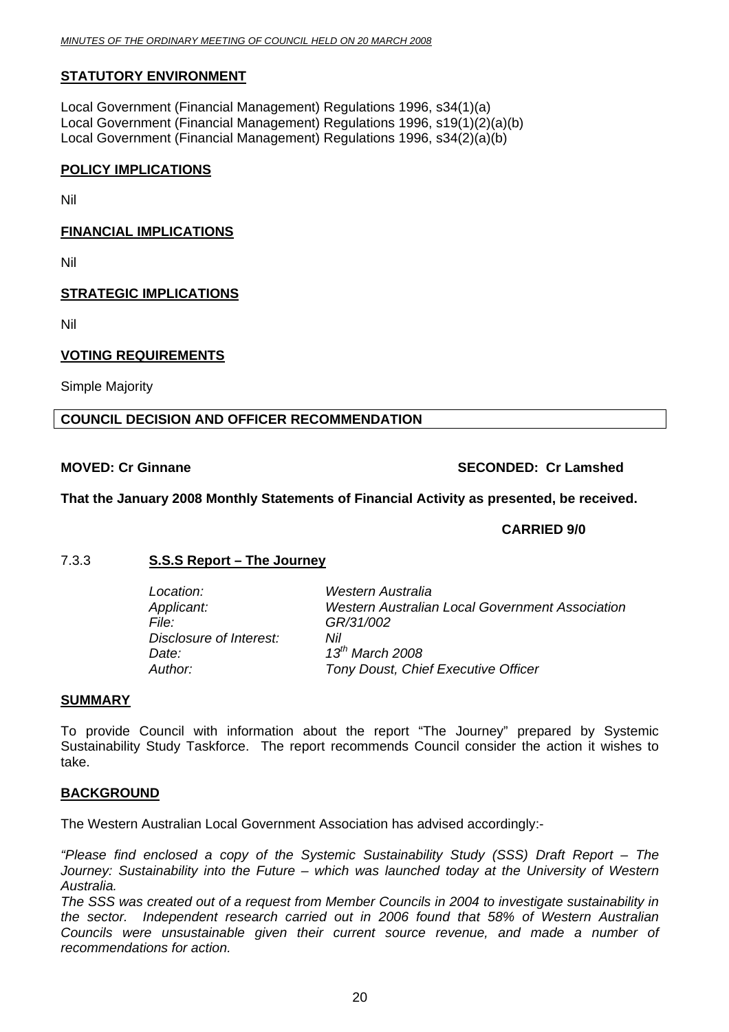## STATUTORY ENVIRONMENT

Local Government (Financial Management) Regulations 1996, s34(1)(a)
Local Government (Financial Management) Regulations 1996, s19(1)(2)(a)(b)
Local Government (Financial Management) Regulations 1996, s34(2)(a)(b)

## POLICY IMPLICATIONS

Nil

## FINANCIAL IMPLICATIONS

Nil

## STRATEGIC IMPLICATIONS

Nil

## VOTING REQUIREMENTS

Simple Majority

## COUNCIL DECISION AND OFFICER RECOMMENDATION

**MOVED: Cr Ginnane** **SECONDED: Cr Lamshed**

**That the January 2008 Monthly Statements of Financial Activity as presented, be received.**

**CARRIED 9/0**

### 7.3.3 S.S.S Report – The Journey

| | |
|---|---|
| *Location:* | *Western Australia* |
| *Applicant:* | *Western Australian Local Government Association* |
| *File:* | *GR/31/002* |
| *Disclosure of Interest:* | *Nil* |
| *Date:* | *13th March 2008* |
| *Author:* | *Tony Doust, Chief Executive Officer* |

## SUMMARY

To provide Council with information about the report "The Journey" prepared by Systemic Sustainability Study Taskforce. The report recommends Council consider the action it wishes to take.

## BACKGROUND

The Western Australian Local Government Association has advised accordingly:-

*"Please find enclosed a copy of the Systemic Sustainability Study (SSS) Draft Report – The Journey: Sustainability into the Future – which was launched today at the University of Western Australia.*

*The SSS was created out of a request from Member Councils in 2004 to investigate sustainability in the sector. Independent research carried out in 2006 found that 58% of Western Australian Councils were unsustainable given their current source revenue, and made a number of recommendations for action.*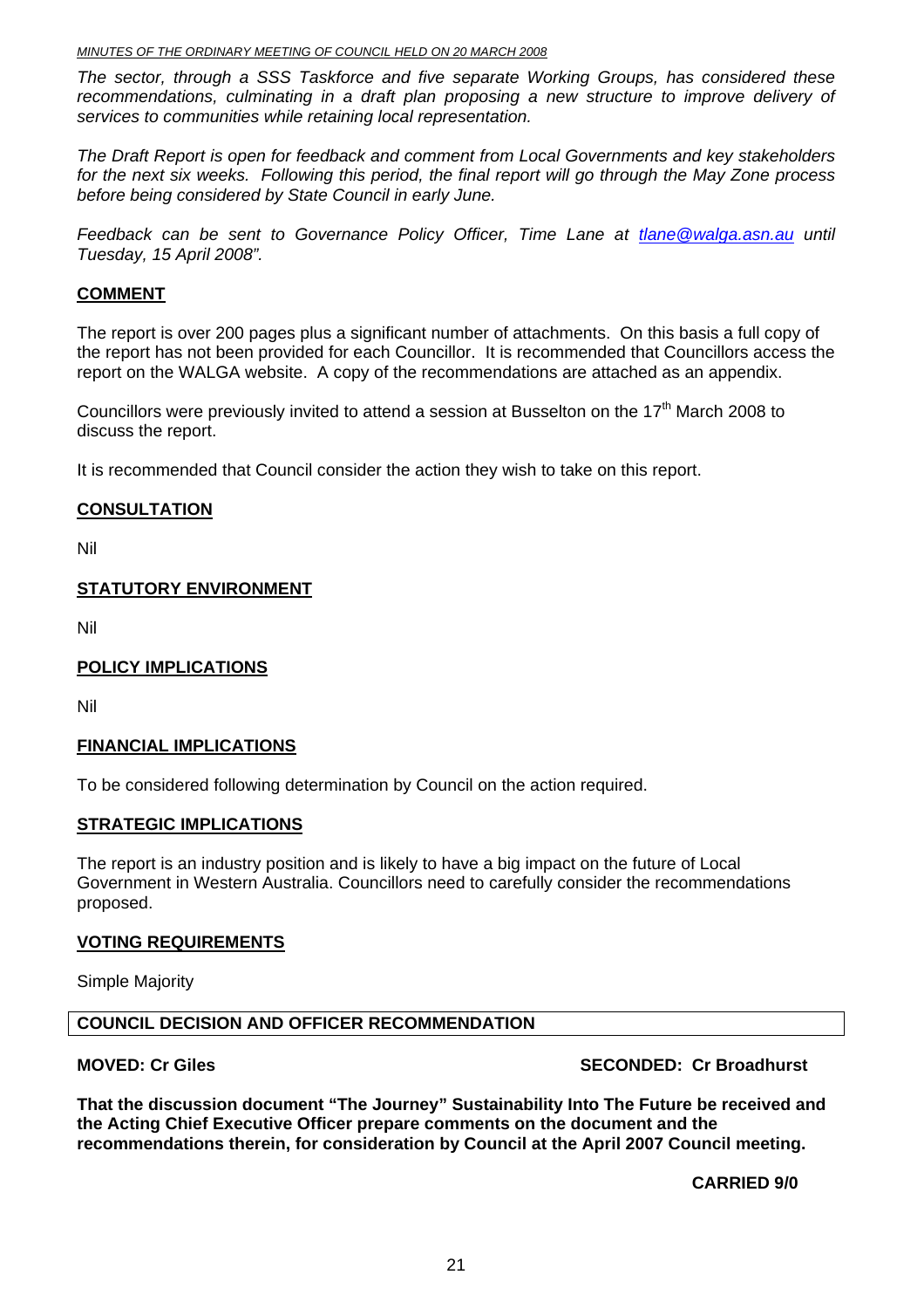*The sector, through a SSS Taskforce and five separate Working Groups, has considered these recommendations, culminating in a draft plan proposing a new structure to improve delivery of services to communities while retaining local representation.*

*The Draft Report is open for feedback and comment from Local Governments and key stakeholders for the next six weeks. Following this period, the final report will go through the May Zone process before being considered by State Council in early June.*

*Feedback can be sent to Governance Policy Officer, Time Lane at tlane@walga.asn.au until Tuesday, 15 April 2008".*

## COMMENT

The report is over 200 pages plus a significant number of attachments. On this basis a full copy of the report has not been provided for each Councillor. It is recommended that Councillors access the report on the WALGA website. A copy of the recommendations are attached as an appendix.

Councillors were previously invited to attend a session at Busselton on the 17th March 2008 to discuss the report.

It is recommended that Council consider the action they wish to take on this report.

## CONSULTATION

Nil

## STATUTORY ENVIRONMENT

Nil

## POLICY IMPLICATIONS

Nil

## FINANCIAL IMPLICATIONS

To be considered following determination by Council on the action required.

## STRATEGIC IMPLICATIONS

The report is an industry position and is likely to have a big impact on the future of Local Government in Western Australia. Councillors need to carefully consider the recommendations proposed.

## VOTING REQUIREMENTS

Simple Majority

## COUNCIL DECISION AND OFFICER RECOMMENDATION

**MOVED: Cr Giles** **SECONDED: Cr Broadhurst**

**That the discussion document "The Journey" Sustainability Into The Future be received and the Acting Chief Executive Officer prepare comments on the document and the recommendations therein, for consideration by Council at the April 2007 Council meeting.**

**CARRIED 9/0**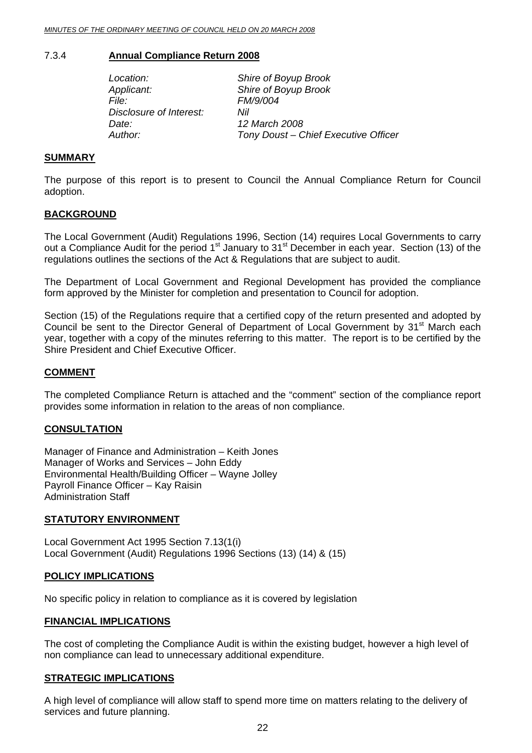### 7.3.4 **Annual Compliance Return 2008**

*Location:* *Shire of Boyup Brook*
*Applicant:* *Shire of Boyup Brook*
*File:* *FM/9/004*
*Disclosure of Interest:* *Nil*
*Date:* *12 March 2008*
*Author:* *Tony Doust – Chief Executive Officer*

**SUMMARY**

The purpose of this report is to present to Council the Annual Compliance Return for Council adoption.

**BACKGROUND**

The Local Government (Audit) Regulations 1996, Section (14) requires Local Governments to carry out a Compliance Audit for the period 1st January to 31st December in each year. Section (13) of the regulations outlines the sections of the Act & Regulations that are subject to audit.

The Department of Local Government and Regional Development has provided the compliance form approved by the Minister for completion and presentation to Council for adoption.

Section (15) of the Regulations require that a certified copy of the return presented and adopted by Council be sent to the Director General of Department of Local Government by 31st March each year, together with a copy of the minutes referring to this matter. The report is to be certified by the Shire President and Chief Executive Officer.

**COMMENT**

The completed Compliance Return is attached and the "comment" section of the compliance report provides some information in relation to the areas of non compliance.

**CONSULTATION**

Manager of Finance and Administration – Keith Jones
Manager of Works and Services – John Eddy
Environmental Health/Building Officer – Wayne Jolley
Payroll Finance Officer – Kay Raisin
Administration Staff

**STATUTORY ENVIRONMENT**

Local Government Act 1995 Section 7.13(1(i)
Local Government (Audit) Regulations 1996 Sections (13) (14) & (15)

**POLICY IMPLICATIONS**

No specific policy in relation to compliance as it is covered by legislation

**FINANCIAL IMPLICATIONS**

The cost of completing the Compliance Audit is within the existing budget, however a high level of non compliance can lead to unnecessary additional expenditure.

**STRATEGIC IMPLICATIONS**

A high level of compliance will allow staff to spend more time on matters relating to the delivery of services and future planning.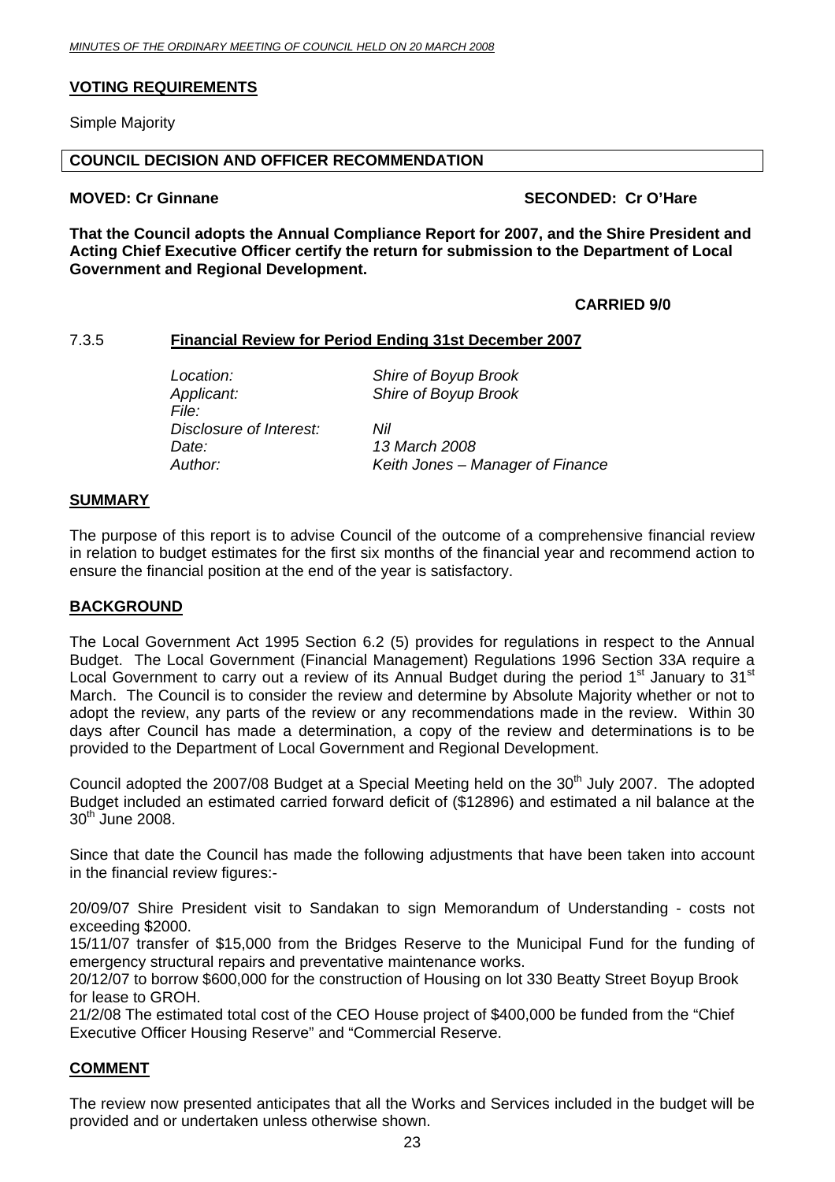## VOTING REQUIREMENTS

Simple Majority

**COUNCIL DECISION AND OFFICER RECOMMENDATION**

**MOVED: Cr Ginnane SECONDED: Cr O'Hare**

**That the Council adopts the Annual Compliance Report for 2007, and the Shire President and Acting Chief Executive Officer certify the return for submission to the Department of Local Government and Regional Development.**

**CARRIED 9/0**

### 7.3.5 Financial Review for Period Ending 31st December 2007

| | |
|---|---|
| *Location:* | *Shire of Boyup Brook* |
| *Applicant:* | *Shire of Boyup Brook* |
| *File:* | |
| *Disclosure of Interest:* | *Nil* |
| *Date:* | *13 March 2008* |
| *Author:* | *Keith Jones – Manager of Finance* |

## SUMMARY

The purpose of this report is to advise Council of the outcome of a comprehensive financial review in relation to budget estimates for the first six months of the financial year and recommend action to ensure the financial position at the end of the year is satisfactory.

## BACKGROUND

The Local Government Act 1995 Section 6.2 (5) provides for regulations in respect to the Annual Budget. The Local Government (Financial Management) Regulations 1996 Section 33A require a Local Government to carry out a review of its Annual Budget during the period 1st January to 31st March. The Council is to consider the review and determine by Absolute Majority whether or not to adopt the review, any parts of the review or any recommendations made in the review. Within 30 days after Council has made a determination, a copy of the review and determinations is to be provided to the Department of Local Government and Regional Development.

Council adopted the 2007/08 Budget at a Special Meeting held on the 30th July 2007. The adopted Budget included an estimated carried forward deficit of ($12896) and estimated a nil balance at the 30th June 2008.

Since that date the Council has made the following adjustments that have been taken into account in the financial review figures:-

20/09/07 Shire President visit to Sandakan to sign Memorandum of Understanding - costs not exceeding $2000.

15/11/07 transfer of $15,000 from the Bridges Reserve to the Municipal Fund for the funding of emergency structural repairs and preventative maintenance works.

20/12/07 to borrow $600,000 for the construction of Housing on lot 330 Beatty Street Boyup Brook for lease to GROH.

21/2/08 The estimated total cost of the CEO House project of $400,000 be funded from the "Chief Executive Officer Housing Reserve" and "Commercial Reserve.

## COMMENT

The review now presented anticipates that all the Works and Services included in the budget will be provided and or undertaken unless otherwise shown.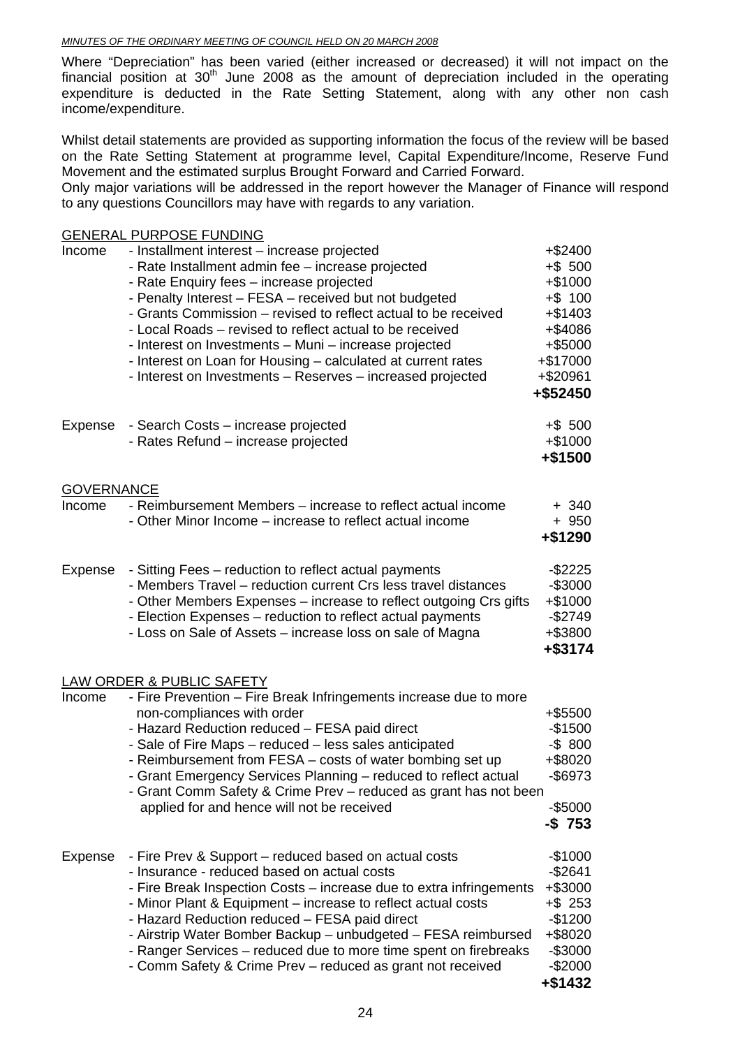Where "Depreciation" has been varied (either increased or decreased) it will not impact on the financial position at 30th June 2008 as the amount of depreciation included in the operating expenditure is deducted in the Rate Setting Statement, along with any other non cash income/expenditure.

Whilst detail statements are provided as supporting information the focus of the review will be based on the Rate Setting Statement at programme level, Capital Expenditure/Income, Reserve Fund Movement and the estimated surplus Brought Forward and Carried Forward.
Only major variations will be addressed in the report however the Manager of Finance will respond to any questions Councillors may have with regards to any variation.

GENERAL PURPOSE FUNDING

| | | |
|---|---|---|
| Income | - Installment interest – increase projected | +$2400 |
| | - Rate Installment admin fee – increase projected | +$ 500 |
| | - Rate Enquiry fees – increase projected | +$1000 |
| | - Penalty Interest – FESA – received but not budgeted | +$ 100 |
| | - Grants Commission – revised to reflect actual to be received | +$1403 |
| | - Local Roads – revised to reflect actual to be received | +$4086 |
| | - Interest on Investments – Muni – increase projected | +$5000 |
| | - Interest on Loan for Housing – calculated at current rates | +$17000 |
| | - Interest on Investments – Reserves – increased projected | +$20961 |
| | | **+$52450** |
| Expense | - Search Costs – increase projected | +$ 500 |
| | - Rates Refund – increase projected | +$1000 |
| | | **+$1500** |

GOVERNANCE

| | | |
|---|---|---|
| Income | - Reimbursement Members – increase to reflect actual income | + 340 |
| | - Other Minor Income – increase to reflect actual income | + 950 |
| | | **+$1290** |
| Expense | - Sitting Fees – reduction to reflect actual payments | -$2225 |
| | - Members Travel – reduction current Crs less travel distances | -$3000 |
| | - Other Members Expenses – increase to reflect outgoing Crs gifts | +$1000 |
| | - Election Expenses – reduction to reflect actual payments | -$2749 |
| | - Loss on Sale of Assets – increase loss on sale of Magna | +$3800 |
| | | **+$3174** |

LAW ORDER & PUBLIC SAFETY

| | | |
|---|---|---|
| Income | - Fire Prevention – Fire Break Infringements increase due to more non-compliances with order | +$5500 |
| | - Hazard Reduction reduced – FESA paid direct | -$1500 |
| | - Sale of Fire Maps – reduced – less sales anticipated | -$ 800 |
| | - Reimbursement from FESA – costs of water bombing set up | +$8020 |
| | - Grant Emergency Services Planning – reduced to reflect actual | -$6973 |
| | - Grant Comm Safety & Crime Prev – reduced as grant has not been applied for and hence will not be received | -$5000 |
| | | **-$ 753** |
| Expense | - Fire Prev & Support – reduced based on actual costs | -$1000 |
| | - Insurance - reduced based on actual costs | -$2641 |
| | - Fire Break Inspection Costs – increase due to extra infringements | +$3000 |
| | - Minor Plant & Equipment – increase to reflect actual costs | +$ 253 |
| | - Hazard Reduction reduced – FESA paid direct | -$1200 |
| | - Airstrip Water Bomber Backup – unbudgeted – FESA reimbursed | +$8020 |
| | - Ranger Services – reduced due to more time spent on firebreaks | -$3000 |
| | - Comm Safety & Crime Prev – reduced as grant not received | -$2000 |
| | | **+$1432** |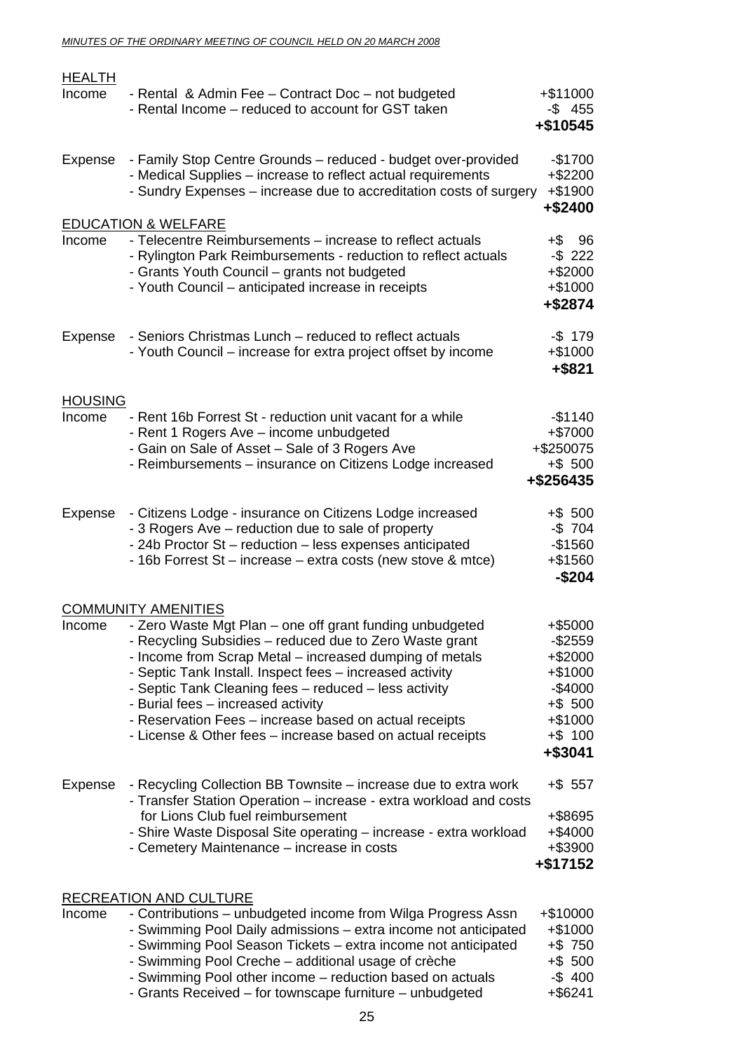## HEALTH

| | | |
|---|---|---|
| Income | - Rental & Admin Fee – Contract Doc – not budgeted | +$11000 |
| | - Rental Income – reduced to account for GST taken | -$ 455 |
| | | **+$10545** |
| Expense | - Family Stop Centre Grounds – reduced - budget over-provided | -$1700 |
| | - Medical Supplies – increase to reflect actual requirements | +$2200 |
| | - Sundry Expenses – increase due to accreditation costs of surgery | +$1900 |
| | | **+$2400** |

## EDUCATION & WELFARE

| | | |
|---|---|---|
| Income | - Telecentre Reimbursements – increase to reflect actuals | +$ 96 |
| | - Rylington Park Reimbursements - reduction to reflect actuals | -$ 222 |
| | - Grants Youth Council – grants not budgeted | +$2000 |
| | - Youth Council – anticipated increase in receipts | +$1000 |
| | | **+$2874** |
| Expense | - Seniors Christmas Lunch – reduced to reflect actuals | -$ 179 |
| | - Youth Council – increase for extra project offset by income | +$1000 |
| | | **+$821** |

## HOUSING

| | | |
|---|---|---|
| Income | - Rent 16b Forrest St - reduction unit vacant for a while | -$1140 |
| | - Rent 1 Rogers Ave – income unbudgeted | +$7000 |
| | - Gain on Sale of Asset – Sale of 3 Rogers Ave | +$250075 |
| | - Reimbursements – insurance on Citizens Lodge increased | +$ 500 |
| | | **+$256435** |
| Expense | - Citizens Lodge - insurance on Citizens Lodge increased | +$ 500 |
| | - 3 Rogers Ave – reduction due to sale of property | -$ 704 |
| | - 24b Proctor St – reduction – less expenses anticipated | -$1560 |
| | - 16b Forrest St – increase – extra costs (new stove & mtce) | +$1560 |
| | | **-$204** |

## COMMUNITY AMENITIES

| | | |
|---|---|---|
| Income | - Zero Waste Mgt Plan – one off grant funding unbudgeted | +$5000 |
| | - Recycling Subsidies – reduced due to Zero Waste grant | -$2559 |
| | - Income from Scrap Metal – increased dumping of metals | +$2000 |
| | - Septic Tank Install. Inspect fees – increased activity | +$1000 |
| | - Septic Tank Cleaning fees – reduced – less activity | -$4000 |
| | - Burial fees – increased activity | +$ 500 |
| | - Reservation Fees – increase based on actual receipts | +$1000 |
| | - License & Other fees – increase based on actual receipts | +$ 100 |
| | | **+$3041** |
| Expense | - Recycling Collection BB Townsite – increase due to extra work | +$ 557 |
| | - Transfer Station Operation – increase - extra workload and costs for Lions Club fuel reimbursement | +$8695 |
| | - Shire Waste Disposal Site operating – increase - extra workload | +$4000 |
| | - Cemetery Maintenance – increase in costs | +$3900 |
| | | **+$17152** |

## RECREATION AND CULTURE

| | | |
|---|---|---|
| Income | - Contributions – unbudgeted income from Wilga Progress Assn | +$10000 |
| | - Swimming Pool Daily admissions – extra income not anticipated | +$1000 |
| | - Swimming Pool Season Tickets – extra income not anticipated | +$ 750 |
| | - Swimming Pool Creche – additional usage of crèche | +$ 500 |
| | - Swimming Pool other income – reduction based on actuals | -$ 400 |
| | - Grants Received – for townscape furniture – unbudgeted | +$6241 |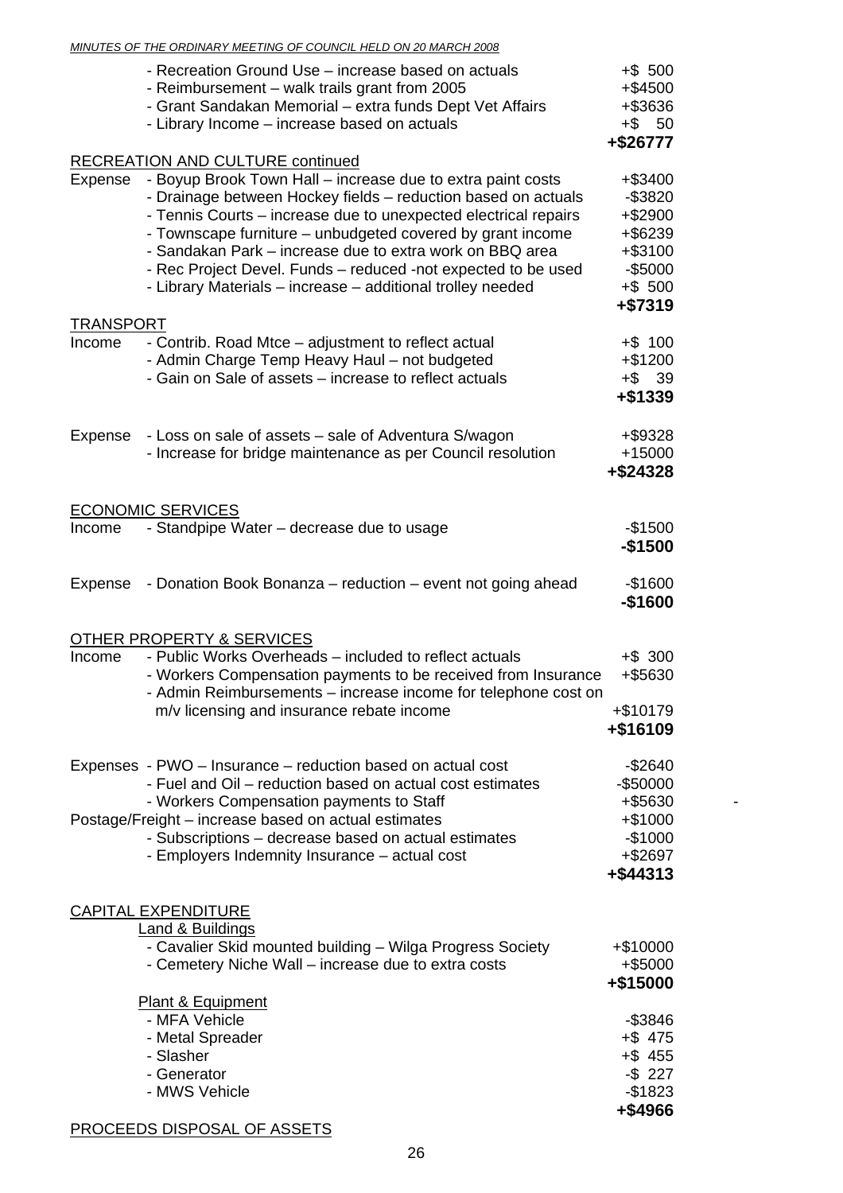| | | |
|---|---|---|
| | - Recreation Ground Use – increase based on actuals | +$ 500 |
| | - Reimbursement – walk trails grant from 2005 | +$4500 |
| | - Grant Sandakan Memorial – extra funds Dept Vet Affairs | +$3636 |
| | - Library Income – increase based on actuals | +$ 50 |
| | | **+$26777** |

RECREATION AND CULTURE continued

| | | |
|---|---|---|
| Expense | - Boyup Brook Town Hall – increase due to extra paint costs | +$3400 |
| | - Drainage between Hockey fields – reduction based on actuals | -$3820 |
| | - Tennis Courts – increase due to unexpected electrical repairs | +$2900 |
| | - Townscape furniture – unbudgeted covered by grant income | +$6239 |
| | - Sandakan Park – increase due to extra work on BBQ area | +$3100 |
| | - Rec Project Devel. Funds – reduced -not expected to be used | -$5000 |
| | - Library Materials – increase – additional trolley needed | +$ 500 |
| | | **+$7319** |

TRANSPORT

| | | |
|---|---|---|
| Income | - Contrib. Road Mtce – adjustment to reflect actual | +$ 100 |
| | - Admin Charge Temp Heavy Haul – not budgeted | +$1200 |
| | - Gain on Sale of assets – increase to reflect actuals | +$ 39 |
| | | **+$1339** |
| Expense | - Loss on sale of assets – sale of Adventura S/wagon | +$9328 |
| | - Increase for bridge maintenance as per Council resolution | +15000 |
| | | **+$24328** |

ECONOMIC SERVICES

| | | |
|---|---|---|
| Income | - Standpipe Water – decrease due to usage | -$1500 |
| | | **-$1500** |
| Expense | - Donation Book Bonanza – reduction – event not going ahead | -$1600 |
| | | **-$1600** |

OTHER PROPERTY & SERVICES

| | | |
|---|---|---|
| Income | - Public Works Overheads – included to reflect actuals | +$ 300 |
| | - Workers Compensation payments to be received from Insurance | +$5630 |
| | - Admin Reimbursements – increase income for telephone cost on m/v licensing and insurance rebate income | +$10179 |
| | | **+$16109** |
| Expenses | - PWO – Insurance – reduction based on actual cost | -$2640 |
| | - Fuel and Oil – reduction based on actual cost estimates | -$50000 |
| | - Workers Compensation payments to Staff | +$5630 |
| | Postage/Freight – increase based on actual estimates | +$1000 |
| | - Subscriptions – decrease based on actual estimates | -$1000 |
| | - Employers Indemnity Insurance – actual cost | +$2697 |
| | | **+$44313** |

CAPITAL EXPENDITURE

Land & Buildings

| | |
|---|---|
| - Cavalier Skid mounted building – Wilga Progress Society | +$10000 |
| - Cemetery Niche Wall – increase due to extra costs | +$5000 |
| | **+$15000** |

Plant & Equipment

| | |
|---|---|
| - MFA Vehicle | -$3846 |
| - Metal Spreader | +$ 475 |
| - Slasher | +$ 455 |
| - Generator | -$ 227 |
| - MWS Vehicle | -$1823 |
| | **+$4966** |

PROCEEDS DISPOSAL OF ASSETS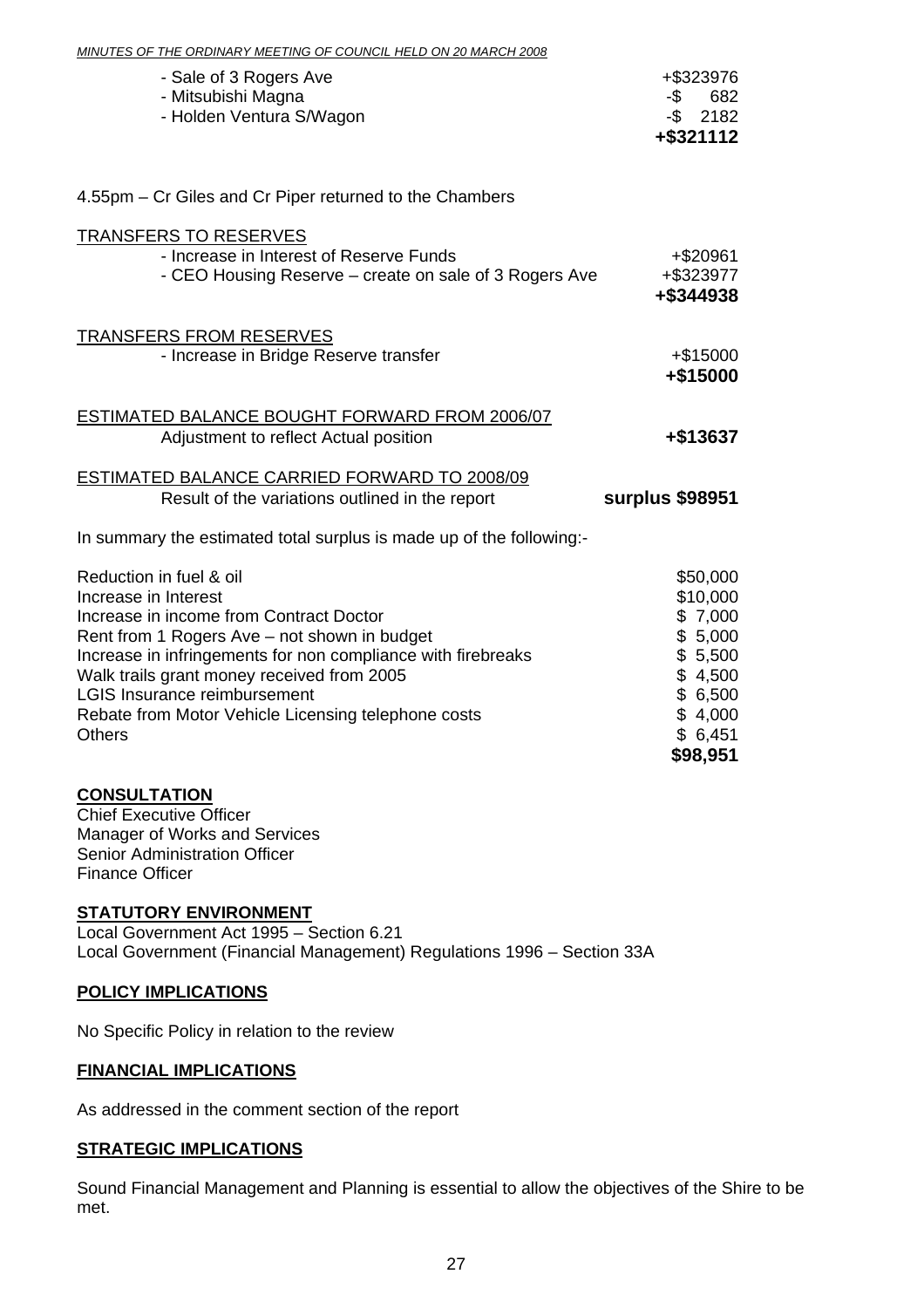| | |
|---|---|
| - Sale of 3 Rogers Ave | +$323976 |
| - Mitsubishi Magna | -$ 682 |
| - Holden Ventura S/Wagon | -$ 2182 |
| | **+$321112** |

4.55pm – Cr Giles and Cr Piper returned to the Chambers

TRANSFERS TO RESERVES

| | |
|---|---|
| - Increase in Interest of Reserve Funds | +$20961 |
| - CEO Housing Reserve – create on sale of 3 Rogers Ave | +$323977 |
| | **+$344938** |

TRANSFERS FROM RESERVES

| | |
|---|---|
| - Increase in Bridge Reserve transfer | +$15000 |
| | **+$15000** |

ESTIMATED BALANCE BOUGHT FORWARD FROM 2006/07

| | |
|---|---|
| Adjustment to reflect Actual position | **+$13637** |

ESTIMATED BALANCE CARRIED FORWARD TO 2008/09

| | |
|---|---|
| Result of the variations outlined in the report | **surplus $98951** |

In summary the estimated total surplus is made up of the following:-

| | |
|---|---|
| Reduction in fuel & oil | $50,000 |
| Increase in Interest | $10,000 |
| Increase in income from Contract Doctor | $ 7,000 |
| Rent from 1 Rogers Ave – not shown in budget | $ 5,000 |
| Increase in infringements for non compliance with firebreaks | $ 5,500 |
| Walk trails grant money received from 2005 | $ 4,500 |
| LGIS Insurance reimbursement | $ 6,500 |
| Rebate from Motor Vehicle Licensing telephone costs | $ 4,000 |
| Others | $ 6,451 |
| | **$98,951** |

**CONSULTATION**

Chief Executive Officer
Manager of Works and Services
Senior Administration Officer
Finance Officer

**STATUTORY ENVIRONMENT**

Local Government Act 1995 – Section 6.21
Local Government (Financial Management) Regulations 1996 – Section 33A

**POLICY IMPLICATIONS**

No Specific Policy in relation to the review

**FINANCIAL IMPLICATIONS**

As addressed in the comment section of the report

**STRATEGIC IMPLICATIONS**

Sound Financial Management and Planning is essential to allow the objectives of the Shire to be met.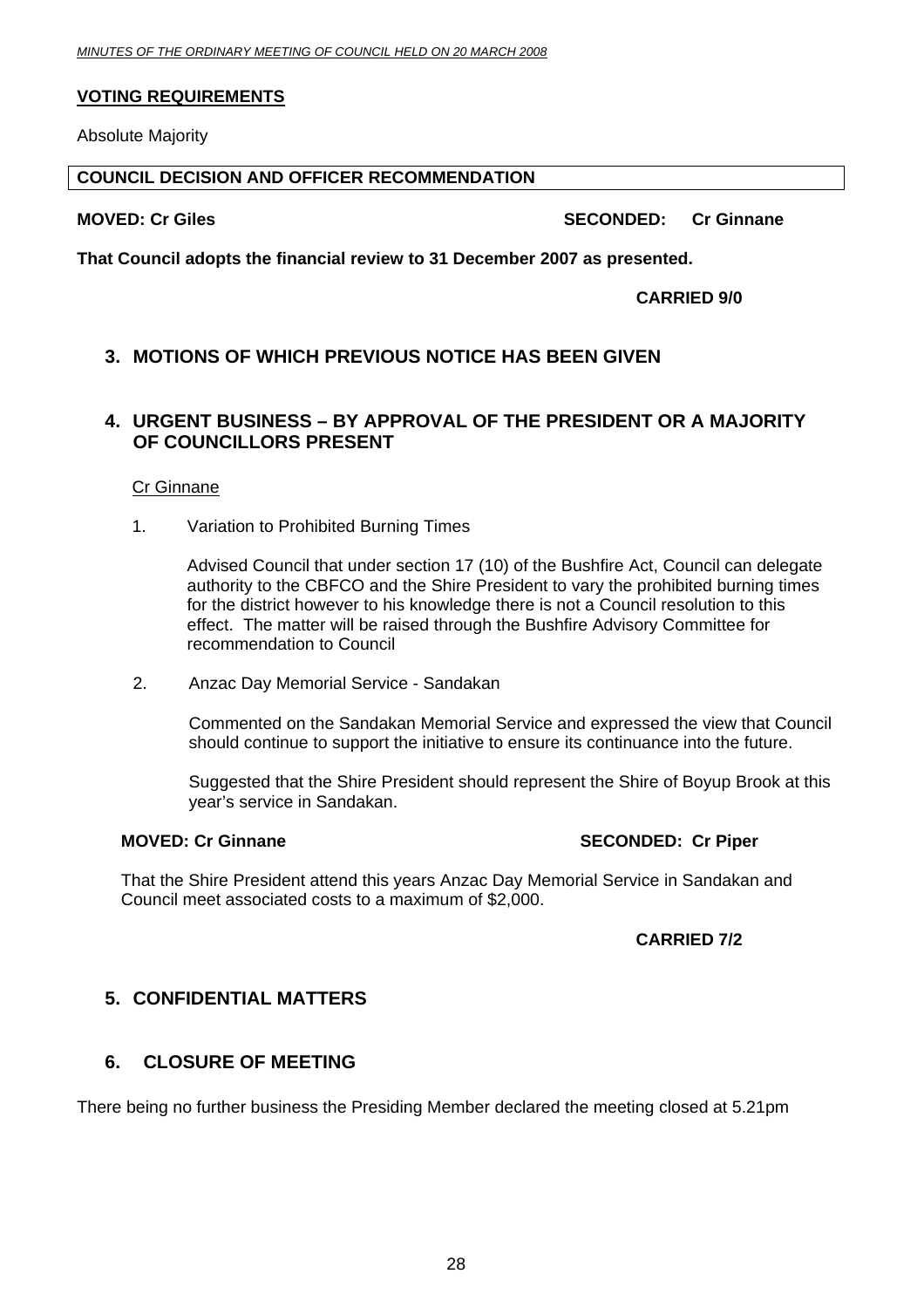**VOTING REQUIREMENTS**

Absolute Majority

**COUNCIL DECISION AND OFFICER RECOMMENDATION**

**MOVED: Cr Giles SECONDED: Cr Ginnane**

**That Council adopts the financial review to 31 December 2007 as presented.**

**CARRIED 9/0**

## 3. MOTIONS OF WHICH PREVIOUS NOTICE HAS BEEN GIVEN

## 4. URGENT BUSINESS – BY APPROVAL OF THE PRESIDENT OR A MAJORITY OF COUNCILLORS PRESENT

Cr Ginnane

1. Variation to Prohibited Burning Times

   Advised Council that under section 17 (10) of the Bushfire Act, Council can delegate authority to the CBFCO and the Shire President to vary the prohibited burning times for the district however to his knowledge there is not a Council resolution to this effect. The matter will be raised through the Bushfire Advisory Committee for recommendation to Council

2. Anzac Day Memorial Service - Sandakan

   Commented on the Sandakan Memorial Service and expressed the view that Council should continue to support the initiative to ensure its continuance into the future.

   Suggested that the Shire President should represent the Shire of Boyup Brook at this year's service in Sandakan.

**MOVED: Cr Ginnane SECONDED: Cr Piper**

That the Shire President attend this years Anzac Day Memorial Service in Sandakan and Council meet associated costs to a maximum of $2,000.

**CARRIED 7/2**

## 5. CONFIDENTIAL MATTERS

## 6. CLOSURE OF MEETING

There being no further business the Presiding Member declared the meeting closed at 5.21pm